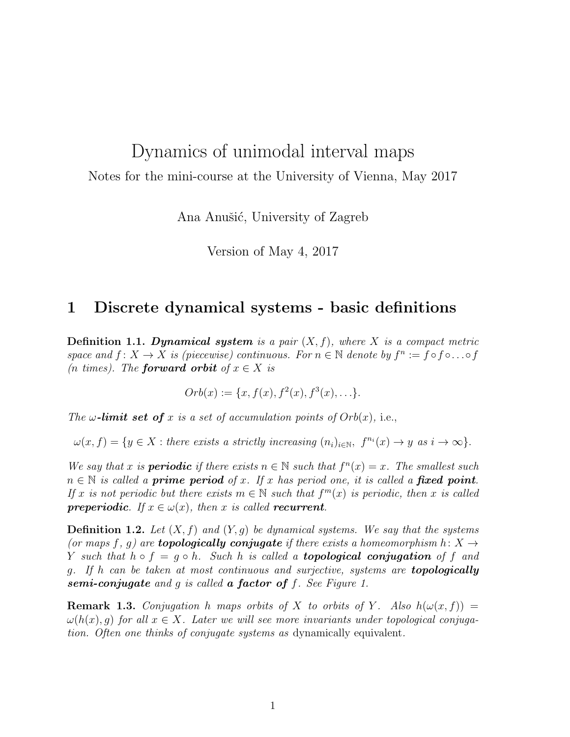# Dynamics of unimodal interval maps

Notes for the mini-course at the University of Vienna, May 2017

Ana Anušić, University of Zagreb

Version of May 4, 2017

## 1 Discrete dynamical systems - basic definitions

**Definition 1.1.** ***Dynamical system*** *is a pair $(X, f)$, where $X$ is a compact metric space and $f: X \to X$ is (piecewise) continuous. For $n \in \mathbb{N}$ denote by $f^n := f \circ f \circ \ldots \circ f$ (n times). The* ***forward orbit*** *of $x \in X$ is*

$$Orb(x) := \{x, f(x), f^2(x), f^3(x), \ldots\}.$$

*The* ***$\omega$-limit set of*** *$x$ is a set of accumulation points of $Orb(x)$,* i.e.,

$$\omega(x, f) = \{y \in X : \text{there exists a strictly increasing } (n_i)_{i \in \mathbb{N}},\ f^{n_i}(x) \to y \text{ as } i \to \infty\}.$$

*We say that $x$ is* ***periodic*** *if there exists $n \in \mathbb{N}$ such that $f^n(x) = x$. The smallest such $n \in \mathbb{N}$ is called a* ***prime period*** *of $x$. If $x$ has period one, it is called a* ***fixed point****. If $x$ is not periodic but there exists $m \in \mathbb{N}$ such that $f^m(x)$ is periodic, then $x$ is called* ***preperiodic****. If $x \in \omega(x)$, then $x$ is called* ***recurrent****.*

**Definition 1.2.** *Let $(X, f)$ and $(Y, g)$ be dynamical systems. We say that the systems (or maps $f$, $g$) are* ***topologically conjugate*** *if there exists a homeomorphism $h: X \to Y$ such that $h \circ f = g \circ h$. Such $h$ is called a* ***topological conjugation*** *of $f$ and $g$. If $h$ can be taken at most continuous and surjective, systems are* ***topologically semi-conjugate*** *and $g$ is called* ***a factor of*** *$f$. See Figure 1.*

**Remark 1.3.** *Conjugation $h$ maps orbits of $X$ to orbits of $Y$. Also $h(\omega(x, f)) = \omega(h(x), g)$ for all $x \in X$. Later we will see more invariants under topological conjugation. Often one thinks of conjugate systems as* dynamically equivalent*.*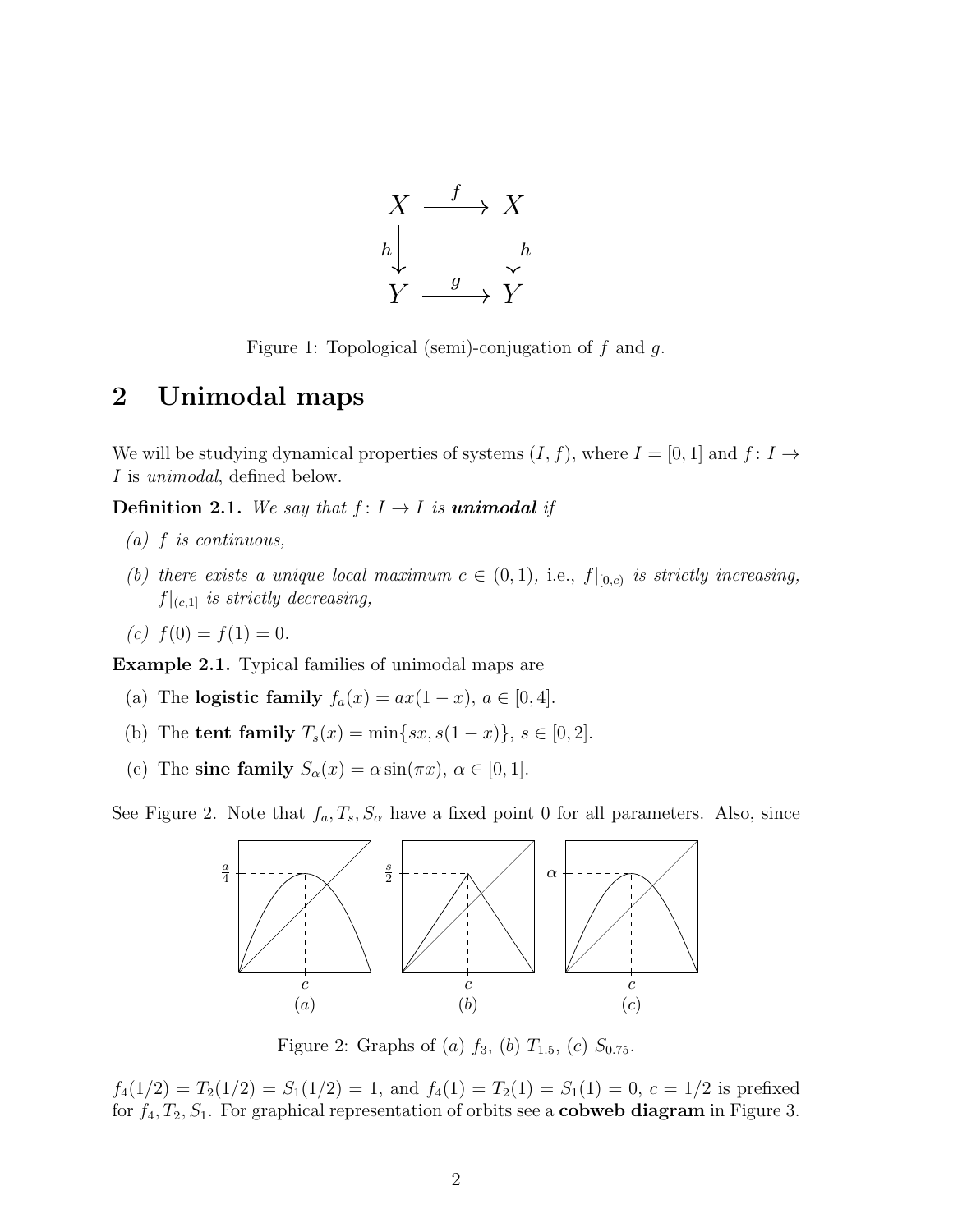Figure 1: Topological (semi)-conjugation of $f$ and $g$.

## 2 Unimodal maps

We will be studying dynamical properties of systems $(I, f)$, where $I = [0,1]$ and $f\colon I \to I$ is *unimodal*, defined below.

**Definition 2.1.** *We say that $f\colon I \to I$ is **unimodal** if*

*(a) $f$ is continuous,*

*(b) there exists a unique local maximum $c \in (0,1)$,* i.e., *$f|_{[0,c)}$ is strictly increasing, $f|_{(c,1]}$ is strictly decreasing,*

*(c) $f(0) = f(1) = 0$.*

**Example 2.1.** Typical families of unimodal maps are

(a) The **logistic family** $f_a(x) = ax(1-x)$, $a \in [0,4]$.

(b) The **tent family** $T_s(x) = \min\{sx, s(1-x)\}$, $s \in [0,2]$.

(c) The **sine family** $S_\alpha(x) = \alpha \sin(\pi x)$, $\alpha \in [0,1]$.

See Figure 2. Note that $f_a, T_s, S_\alpha$ have a fixed point 0 for all parameters. Also, since

Figure 2: Graphs of $(a)$ $f_3$, $(b)$ $T_{1.5}$, $(c)$ $S_{0.75}$.

$f_4(1/2) = T_2(1/2) = S_1(1/2) = 1$, and $f_4(1) = T_2(1) = S_1(1) = 0$, $c = 1/2$ is prefixed for $f_4, T_2, S_1$. For graphical representation of orbits see a **cobweb diagram** in Figure 3.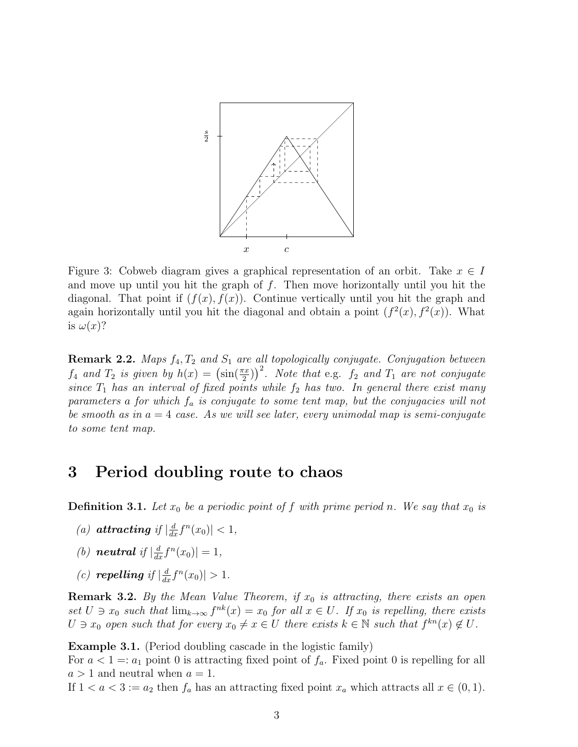Figure 3: Cobweb diagram gives a graphical representation of an orbit. Take $x \in I$ and move up until you hit the graph of $f$. Then move horizontally until you hit the diagonal. That point if $(f(x), f(x))$. Continue vertically until you hit the graph and again horizontally until you hit the diagonal and obtain a point $(f^2(x), f^2(x))$. What is $\omega(x)$?

**Remark 2.2.** *Maps $f_4, T_2$ and $S_1$ are all topologically conjugate. Conjugation between $f_4$ and $T_2$ is given by $h(x) = \left(\sin(\frac{\pi x}{2})\right)^2$. Note that* e.g. *$f_2$ and $T_1$ are not conjugate since $T_1$ has an interval of fixed points while $f_2$ has two. In general there exist many parameters $a$ for which $f_a$ is conjugate to some tent map, but the conjugacies will not be smooth as in $a = 4$ case. As we will see later, every unimodal map is semi-conjugate to some tent map.*

# 3 Period doubling route to chaos

**Definition 3.1.** *Let $x_0$ be a periodic point of $f$ with prime period $n$. We say that $x_0$ is*

*(a)* ***attracting*** *if $|\frac{d}{dx} f^n(x_0)| < 1$,*

*(b)* ***neutral*** *if $|\frac{d}{dx} f^n(x_0)| = 1$,*

*(c)* ***repelling*** *if $|\frac{d}{dx} f^n(x_0)| > 1$.*

**Remark 3.2.** *By the Mean Value Theorem, if $x_0$ is attracting, there exists an open set $U \ni x_0$ such that $\lim_{k\to\infty} f^{nk}(x) = x_0$ for all $x \in U$. If $x_0$ is repelling, there exists $U \ni x_0$ open such that for every $x_0 \neq x \in U$ there exists $k \in \mathbb{N}$ such that $f^{kn}(x) \notin U$.*

**Example 3.1.** (Period doubling cascade in the logistic family)
For $a < 1 =: a_1$ point 0 is attracting fixed point of $f_a$. Fixed point 0 is repelling for all $a > 1$ and neutral when $a = 1$.
If $1 < a < 3 := a_2$ then $f_a$ has an attracting fixed point $x_a$ which attracts all $x \in (0, 1)$.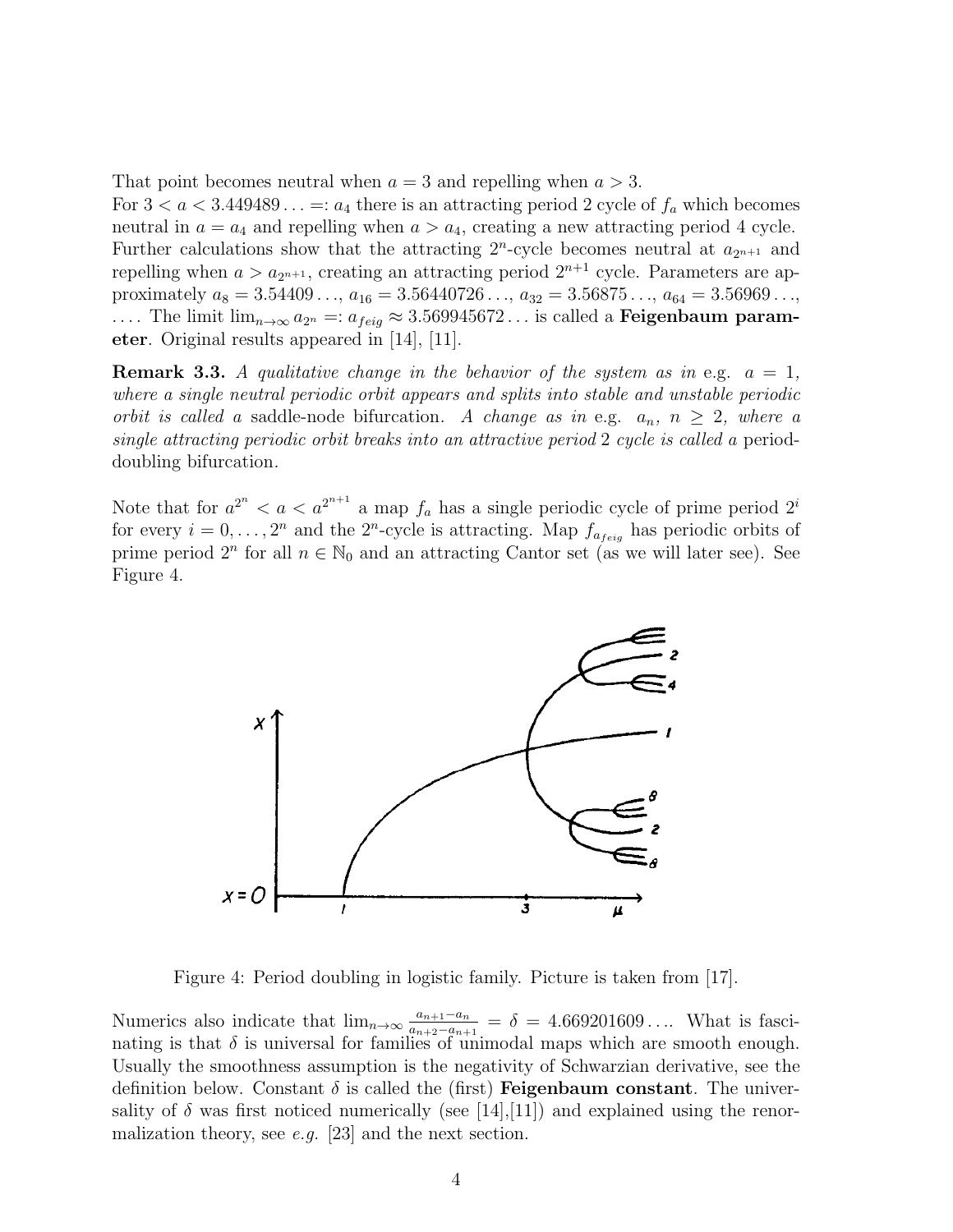That point becomes neutral when $a = 3$ and repelling when $a > 3$.
For $3 < a < 3.449489\ldots =: a_4$ there is an attracting period 2 cycle of $f_a$ which becomes neutral in $a = a_4$ and repelling when $a > a_4$, creating a new attracting period 4 cycle. Further calculations show that the attracting $2^n$-cycle becomes neutral at $a_{2^{n+1}}$ and repelling when $a > a_{2^{n+1}}$, creating an attracting period $2^{n+1}$ cycle. Parameters are approximately $a_8 = 3.54409\ldots$, $a_{16} = 3.56440726\ldots$, $a_{32} = 3.56875\ldots$, $a_{64} = 3.56969\ldots$, $\ldots$. The limit $\lim_{n\to\infty} a_{2^n} =: a_{feig} \approx 3.569945672\ldots$ is called a **Feigenbaum parameter**. Original results appeared in [14], [11].

**Remark 3.3.** *A qualitative change in the behavior of the system as in* e.g. $a = 1$, *where a single neutral periodic orbit appears and splits into stable and unstable periodic orbit is called a* saddle-node bifurcation. *A change as in* e.g. $a_n$, $n \geq 2$, *where a single attracting periodic orbit breaks into an attractive period* 2 *cycle is called a* period-doubling bifurcation.

Note that for $a^{2^n} < a < a^{2^{n+1}}$ a map $f_a$ has a single periodic cycle of prime period $2^i$ for every $i = 0, \ldots, 2^n$ and the $2^n$-cycle is attracting. Map $f_{a_{feig}}$ has periodic orbits of prime period $2^n$ for all $n \in \mathbb{N}_0$ and an attracting Cantor set (as we will later see). See Figure 4.

Figure 4: Period doubling in logistic family. Picture is taken from [17].

Numerics also indicate that $\lim_{n\to\infty} \frac{a_{n+1}-a_n}{a_{n+2}-a_{n+1}} = \delta = 4.669201609\ldots$. What is fascinating is that $\delta$ is universal for families of unimodal maps which are smooth enough. Usually the smoothness assumption is the negativity of Schwarzian derivative, see the definition below. Constant $\delta$ is called the (first) **Feigenbaum constant**. The universality of $\delta$ was first noticed numerically (see [14],[11]) and explained using the renormalization theory, see *e.g.* [23] and the next section.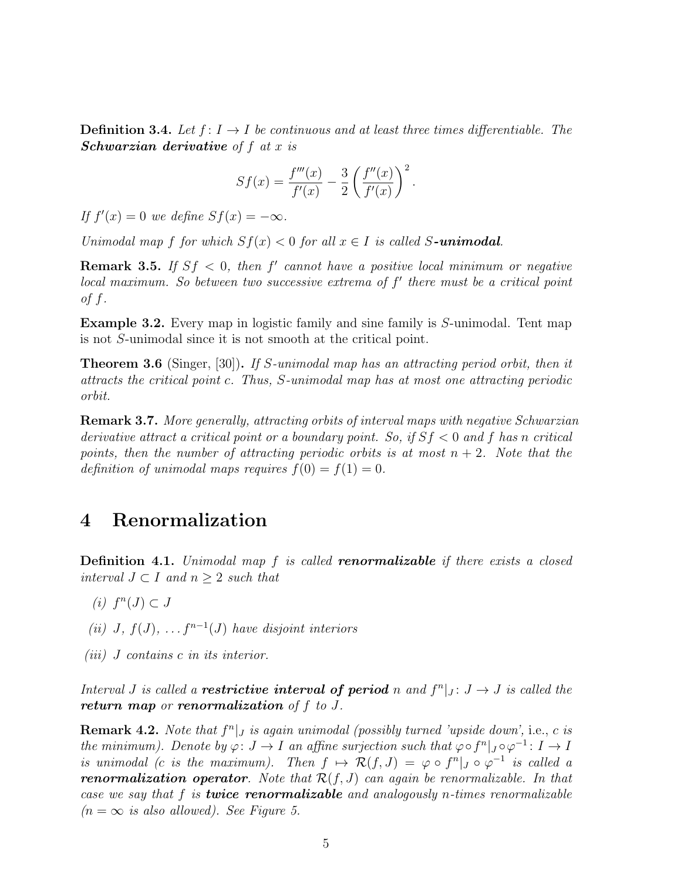**Definition 3.4.** *Let $f: I \to I$ be continuous and at least three times differentiable. The* ***Schwarzian derivative*** *of $f$ at $x$ is*

$$Sf(x) = \frac{f'''(x)}{f'(x)} - \frac{3}{2}\left(\frac{f''(x)}{f'(x)}\right)^2.$$

*If $f'(x) = 0$ we define $Sf(x) = -\infty$.*

*Unimodal map $f$ for which $Sf(x) < 0$ for all $x \in I$ is called* ***$S$-unimodal***.

**Remark 3.5.** *If $Sf < 0$, then $f'$ cannot have a positive local minimum or negative local maximum. So between two successive extrema of $f'$ there must be a critical point of $f$.*

**Example 3.2.** Every map in logistic family and sine family is $S$-unimodal. Tent map is not $S$-unimodal since it is not smooth at the critical point.

**Theorem 3.6** (Singer, [30])**.** *If $S$-unimodal map has an attracting period orbit, then it attracts the critical point $c$. Thus, $S$-unimodal map has at most one attracting periodic orbit.*

**Remark 3.7.** *More generally, attracting orbits of interval maps with negative Schwarzian derivative attract a critical point or a boundary point. So, if $Sf < 0$ and $f$ has $n$ critical points, then the number of attracting periodic orbits is at most $n+2$. Note that the definition of unimodal maps requires $f(0) = f(1) = 0$.*

# 4 Renormalization

**Definition 4.1.** *Unimodal map $f$ is called* ***renormalizable*** *if there exists a closed interval $J \subset I$ and $n \geq 2$ such that*

*(i) $f^n(J) \subset J$*

*(ii) $J$, $f(J)$, $\dots f^{n-1}(J)$ have disjoint interiors*

*(iii) $J$ contains $c$ in its interior.*

*Interval $J$ is called a* ***restrictive interval of period*** *$n$ and $f^n|_J: J \to J$ is called the* ***return map*** *or* ***renormalization*** *of $f$ to $J$.*

**Remark 4.2.** *Note that $f^n|_J$ is again unimodal (possibly turned 'upside down',* i.e., *$c$ is the minimum). Denote by $\varphi: J \to I$ an affine surjection such that $\varphi \circ f^n|_J \circ \varphi^{-1}: I \to I$ is unimodal ($c$ is the maximum). Then $f \mapsto \mathcal{R}(f, J) = \varphi \circ f^n|_J \circ \varphi^{-1}$ is called a* ***renormalization operator***. *Note that $\mathcal{R}(f, J)$ can again be renormalizable. In that case we say that $f$ is* ***twice renormalizable*** *and analogously $n$-times renormalizable ($n = \infty$ is also allowed). See Figure 5.*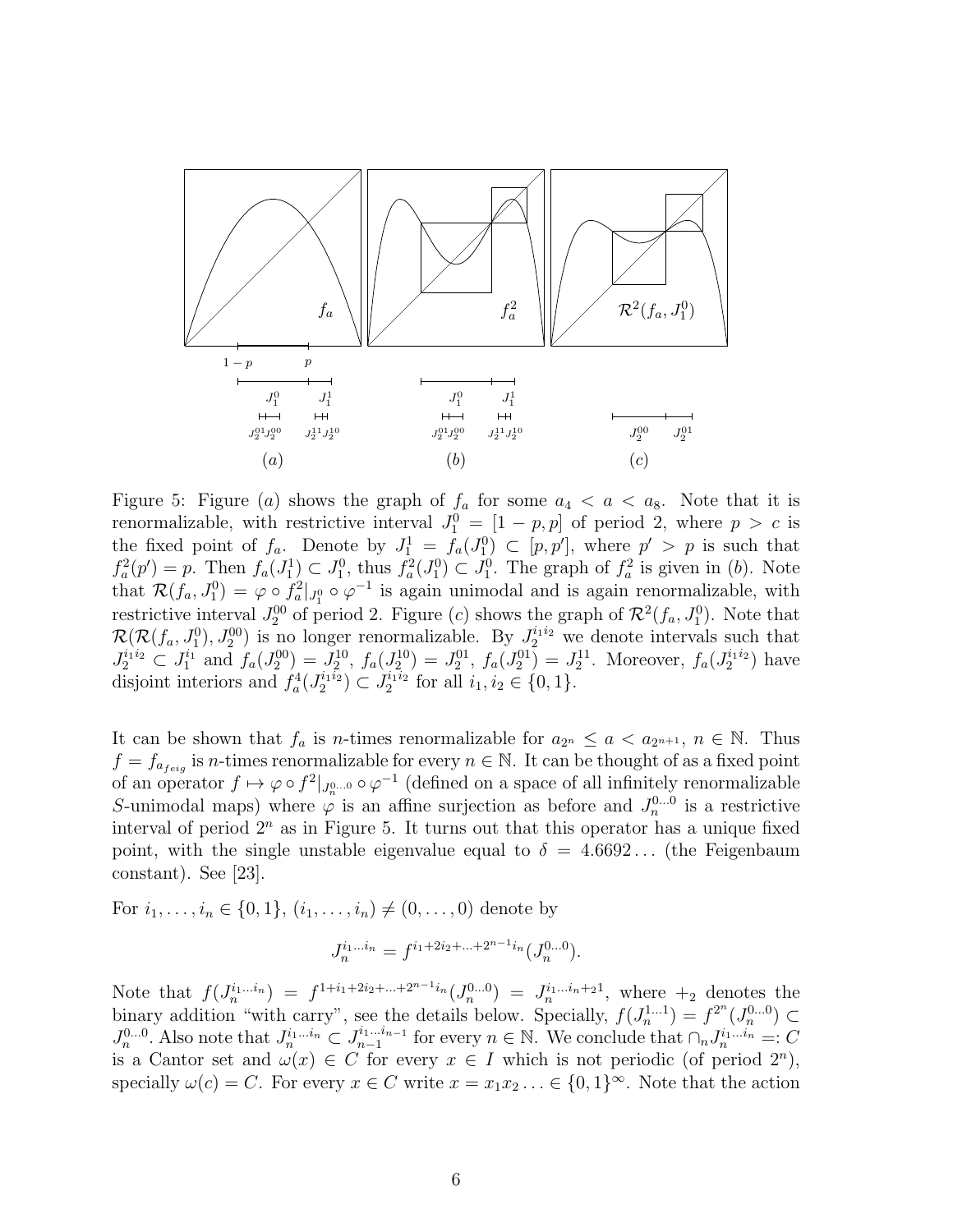Figure 5: Figure $(a)$ shows the graph of $f_a$ for some $a_4 < a < a_8$. Note that it is renormalizable, with restrictive interval $J_1^0 = [1-p, p]$ of period 2, where $p > c$ is the fixed point of $f_a$. Denote by $J_1^1 = f_a(J_1^0) \subset [p, p']$, where $p' > p$ is such that $f_a^2(p') = p$. Then $f_a(J_1^1) \subset J_1^0$, thus $f_a^2(J_1^0) \subset J_1^0$. The graph of $f_a^2$ is given in $(b)$. Note that $\mathcal{R}(f_a, J_1^0) = \varphi \circ f_a^2|_{J_1^0} \circ \varphi^{-1}$ is again unimodal and is again renormalizable, with restrictive interval $J_2^{00}$ of period 2. Figure $(c)$ shows the graph of $\mathcal{R}^2(f_a, J_1^0)$. Note that $\mathcal{R}(\mathcal{R}(f_a, J_1^0), J_2^{00})$ is no longer renormalizable. By $J_2^{i_1 i_2}$ we denote intervals such that $J_2^{i_1 i_2} \subset J_1^{i_1}$ and $f_a(J_2^{00}) = J_2^{10}$, $f_a(J_2^{10}) = J_2^{01}$, $f_a(J_2^{01}) = J_2^{11}$. Moreover, $f_a(J_2^{i_1 i_2})$ have disjoint interiors and $f_a^4(J_2^{i_1 i_2}) \subset J_2^{i_1 i_2}$ for all $i_1, i_2 \in \{0, 1\}$.

It can be shown that $f_a$ is $n$-times renormalizable for $a_{2^n} \leq a < a_{2^{n+1}}$, $n \in \mathbb{N}$. Thus $f = f_{a_{feig}}$ is $n$-times renormalizable for every $n \in \mathbb{N}$. It can be thought of as a fixed point of an operator $f \mapsto \varphi \circ f^2|_{J_n^{0\ldots 0}} \circ \varphi^{-1}$ (defined on a space of all infinitely renormalizable $S$-unimodal maps) where $\varphi$ is an affine surjection as before and $J_n^{0\ldots 0}$ is a restrictive interval of period $2^n$ as in Figure 5. It turns out that this operator has a unique fixed point, with the single unstable eigenvalue equal to $\delta = 4.6692\ldots$ (the Feigenbaum constant). See [23].

For $i_1, \ldots, i_n \in \{0, 1\}$, $(i_1, \ldots, i_n) \neq (0, \ldots, 0)$ denote by

$$J_n^{i_1 \ldots i_n} = f^{i_1 + 2i_2 + \ldots + 2^{n-1} i_n}(J_n^{0\ldots 0}).$$

Note that $f(J_n^{i_1 \ldots i_n}) = f^{1 + i_1 + 2i_2 + \ldots + 2^{n-1} i_n}(J_n^{0\ldots 0}) = J_n^{i_1 \ldots i_n +_2 1}$, where $+_2$ denotes the binary addition "with carry", see the details below. Specially, $f(J_n^{1\ldots 1}) = f^{2^n}(J_n^{0\ldots 0}) \subset J_n^{0\ldots 0}$. Also note that $J_n^{i_1 \ldots i_n} \subset J_{n-1}^{i_1 \ldots i_{n-1}}$ for every $n \in \mathbb{N}$. We conclude that $\cap_n J_n^{i_1 \ldots i_n} =: C$ is a Cantor set and $\omega(x) \in C$ for every $x \in I$ which is not periodic (of period $2^n$), specially $\omega(c) = C$. For every $x \in C$ write $x = x_1 x_2 \ldots \in \{0, 1\}^\infty$. Note that the action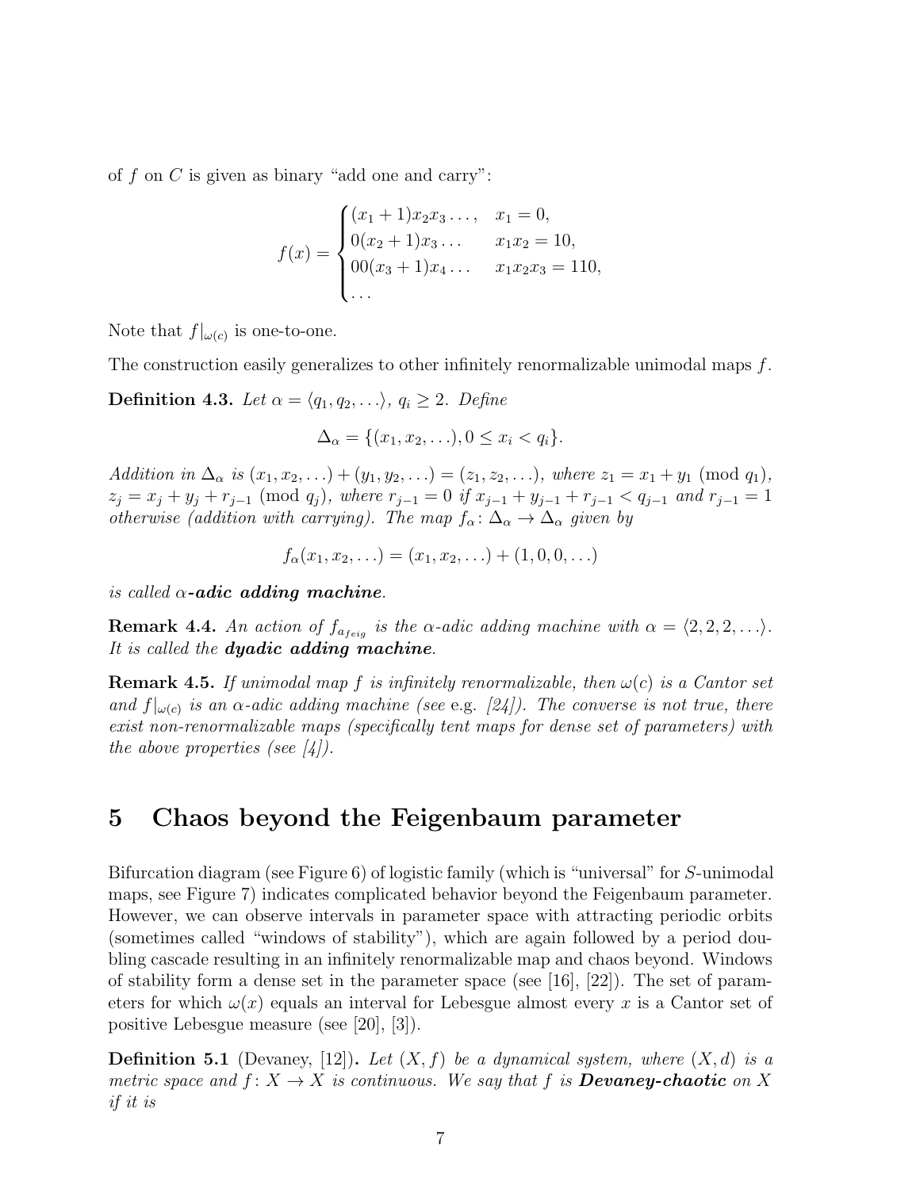of $f$ on $C$ is given as binary "add one and carry":

$$f(x) = \begin{cases} (x_1+1)x_2x_3\ldots, & x_1 = 0, \\ 0(x_2+1)x_3\ldots & x_1x_2 = 10, \\ 00(x_3+1)x_4\ldots & x_1x_2x_3 = 110, \\ \ldots \end{cases}$$

Note that $f|_{\omega(c)}$ is one-to-one.

The construction easily generalizes to other infinitely renormalizable unimodal maps $f$.

**Definition 4.3.** *Let $\alpha = \langle q_1, q_2, \ldots \rangle$, $q_i \geq 2$. Define*

$$\Delta_\alpha = \{(x_1, x_2, \ldots), 0 \leq x_i < q_i\}.$$

*Addition in $\Delta_\alpha$ is $(x_1, x_2, \ldots) + (y_1, y_2, \ldots) = (z_1, z_2, \ldots)$, where $z_1 = x_1 + y_1 \pmod{q_1}$, $z_j = x_j + y_j + r_{j-1} \pmod{q_j}$, where $r_{j-1} = 0$ if $x_{j-1} + y_{j-1} + r_{j-1} < q_{j-1}$ and $r_{j-1} = 1$ otherwise (addition with carrying). The map $f_\alpha \colon \Delta_\alpha \to \Delta_\alpha$ given by*

$$f_\alpha(x_1, x_2, \ldots) = (x_1, x_2, \ldots) + (1, 0, 0, \ldots)$$

*is called **$\alpha$-adic adding machine**.*

**Remark 4.4.** *An action of $f_{a_{feig}}$ is the $\alpha$-adic adding machine with $\alpha = \langle 2, 2, 2, \ldots \rangle$. It is called the **dyadic adding machine**.*

**Remark 4.5.** *If unimodal map $f$ is infinitely renormalizable, then $\omega(c)$ is a Cantor set and $f|_{\omega(c)}$ is an $\alpha$-adic adding machine (see* e.g. *[24]). The converse is not true, there exist non-renormalizable maps (specifically tent maps for dense set of parameters) with the above properties (see [4]).*

# 5 Chaos beyond the Feigenbaum parameter

Bifurcation diagram (see Figure 6) of logistic family (which is "universal" for $S$-unimodal maps, see Figure 7) indicates complicated behavior beyond the Feigenbaum parameter. However, we can observe intervals in parameter space with attracting periodic orbits (sometimes called "windows of stability"), which are again followed by a period doubling cascade resulting in an infinitely renormalizable map and chaos beyond. Windows of stability form a dense set in the parameter space (see [16], [22]). The set of parameters for which $\omega(x)$ equals an interval for Lebesgue almost every $x$ is a Cantor set of positive Lebesgue measure (see [20], [3]).

**Definition 5.1** (Devaney, [12])**.** *Let $(X, f)$ be a dynamical system, where $(X, d)$ is a metric space and $f \colon X \to X$ is continuous. We say that $f$ is **Devaney-chaotic** on $X$ if it is*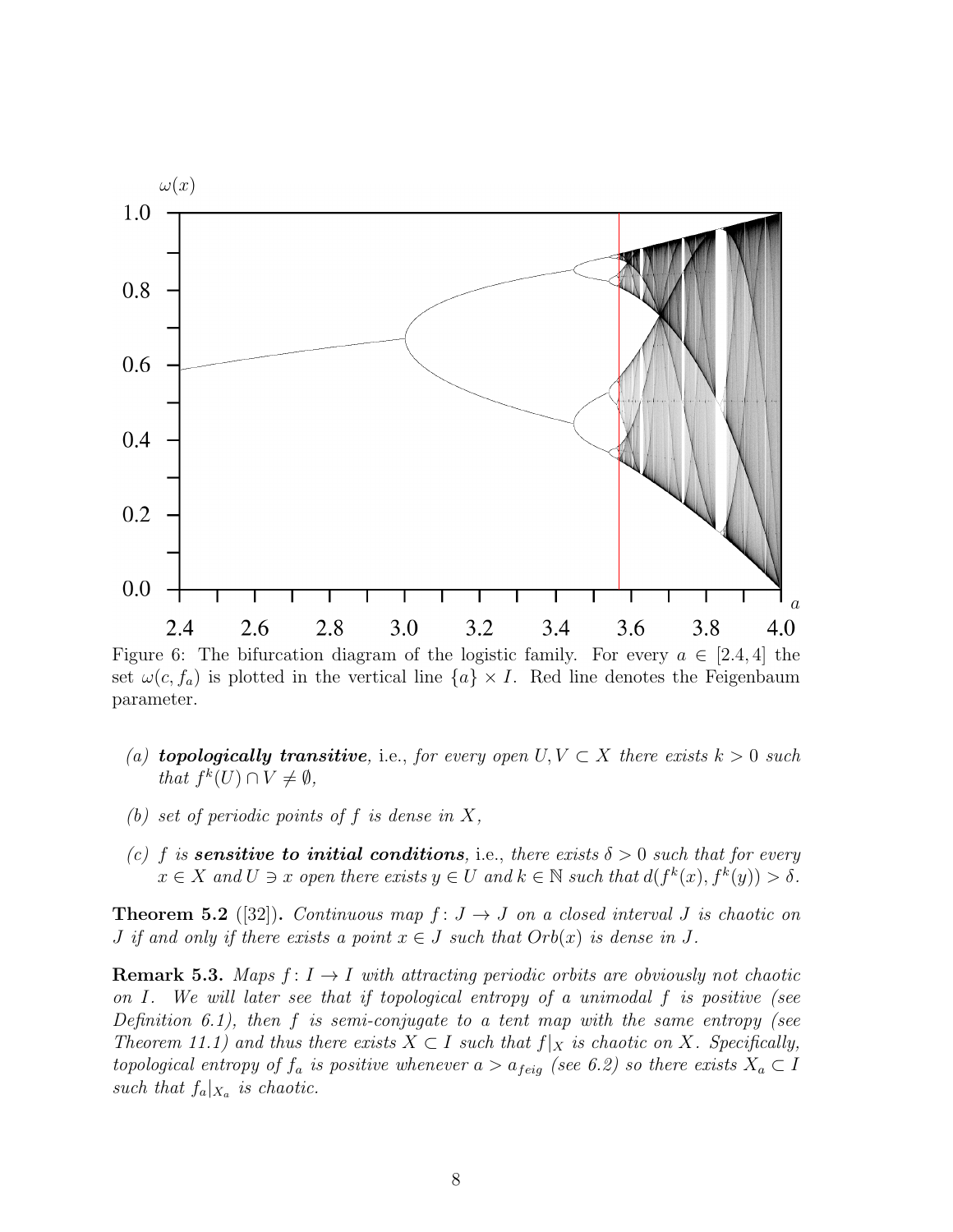Figure 6: The bifurcation diagram of the logistic family. For every $a \in [2.4, 4]$ the set $\omega(c, f_a)$ is plotted in the vertical line $\{a\} \times I$. Red line denotes the Feigenbaum parameter.

*(a)* ***topologically transitive**, i.e., for every open $U, V \subset X$ there exists $k > 0$ such that $f^k(U) \cap V \neq \emptyset$,*

*(b) set of periodic points of $f$ is dense in $X$,*

*(c) $f$ is **sensitive to initial conditions**, i.e., there exists $\delta > 0$ such that for every $x \in X$ and $U \ni x$ open there exists $y \in U$ and $k \in \mathbb{N}$ such that $d(f^k(x), f^k(y)) > \delta$.*

**Theorem 5.2** ([32])**.** *Continuous map $f: J \to J$ on a closed interval $J$ is chaotic on $J$ if and only if there exists a point $x \in J$ such that $Orb(x)$ is dense in $J$.*

**Remark 5.3.** *Maps $f: I \to I$ with attracting periodic orbits are obviously not chaotic on $I$. We will later see that if topological entropy of a unimodal $f$ is positive (see Definition 6.1), then $f$ is semi-conjugate to a tent map with the same entropy (see Theorem 11.1) and thus there exists $X \subset I$ such that $f|_X$ is chaotic on $X$. Specifically, topological entropy of $f_a$ is positive whenever $a > a_{feig}$ (see 6.2) so there exists $X_a \subset I$ such that $f_a|_{X_a}$ is chaotic.*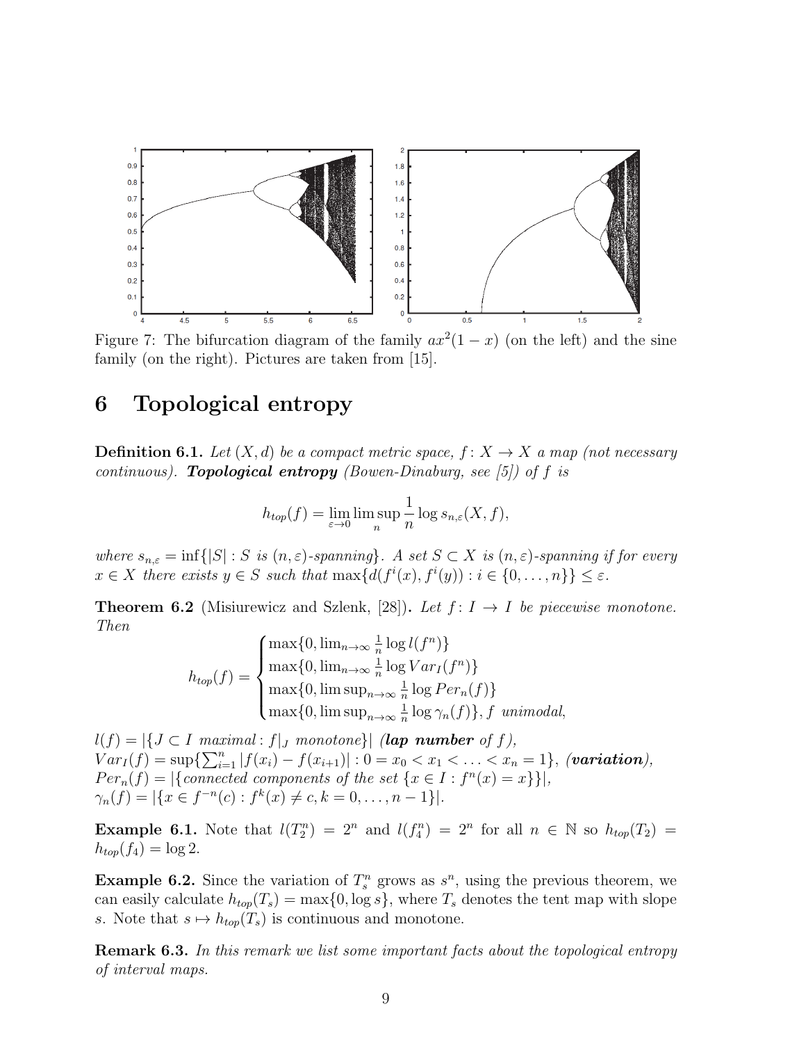Figure 7: The bifurcation diagram of the family $ax^2(1-x)$ (on the left) and the sine family (on the right). Pictures are taken from [15].

# 6 Topological entropy

**Definition 6.1.** *Let $(X,d)$ be a compact metric space, $f\colon X \to X$ a map (not necessary continuous).* ***Topological entropy*** *(Bowen-Dinaburg, see [5]) of $f$ is*

$$h_{top}(f) = \lim_{\varepsilon\to 0} \limsup_{n} \frac{1}{n} \log s_{n,\varepsilon}(X,f),$$

*where $s_{n,\varepsilon} = \inf\{|S| : S \text{ is } (n,\varepsilon)\text{-spanning}\}$. A set $S \subset X$ is $(n,\varepsilon)$-spanning if for every $x \in X$ there exists $y \in S$ such that $\max\{d(f^i(x), f^i(y)) : i \in \{0,\ldots,n\}\} \le \varepsilon$.*

**Theorem 6.2** (Misiurewicz and Szlenk, [28])**.** *Let $f\colon I \to I$ be piecewise monotone. Then*

$$h_{top}(f) = \begin{cases} \max\{0, \lim_{n\to\infty} \frac{1}{n}\log l(f^n)\} \\ \max\{0, \lim_{n\to\infty} \frac{1}{n}\log Var_I(f^n)\} \\ \max\{0, \limsup_{n\to\infty} \frac{1}{n}\log Per_n(f)\} \\ \max\{0, \limsup_{n\to\infty} \frac{1}{n}\log \gamma_n(f)\}, f \text{ unimodal}, \end{cases}$$

$l(f) = |\{J \subset I \text{ maximal} : f|_J \text{ monotone}\}|$ (***lap number*** *of $f$*),
$Var_I(f) = \sup\{\sum_{i=1}^{n} |f(x_i) - f(x_{i+1})| : 0 = x_0 < x_1 < \ldots < x_n = 1\}$, (***variation***),
$Per_n(f) = |\{\text{connected components of the set } \{x \in I : f^n(x) = x\}\}|$,
$\gamma_n(f) = |\{x \in f^{-n}(c) : f^k(x) \ne c, k = 0,\ldots,n-1\}|$.

**Example 6.1.** Note that $l(T_2^n) = 2^n$ and $l(f_4^n) = 2^n$ for all $n \in \mathbb{N}$ so $h_{top}(T_2) = h_{top}(f_4) = \log 2$.

**Example 6.2.** Since the variation of $T_s^n$ grows as $s^n$, using the previous theorem, we can easily calculate $h_{top}(T_s) = \max\{0, \log s\}$, where $T_s$ denotes the tent map with slope $s$. Note that $s \mapsto h_{top}(T_s)$ is continuous and monotone.

**Remark 6.3.** *In this remark we list some important facts about the topological entropy of interval maps.*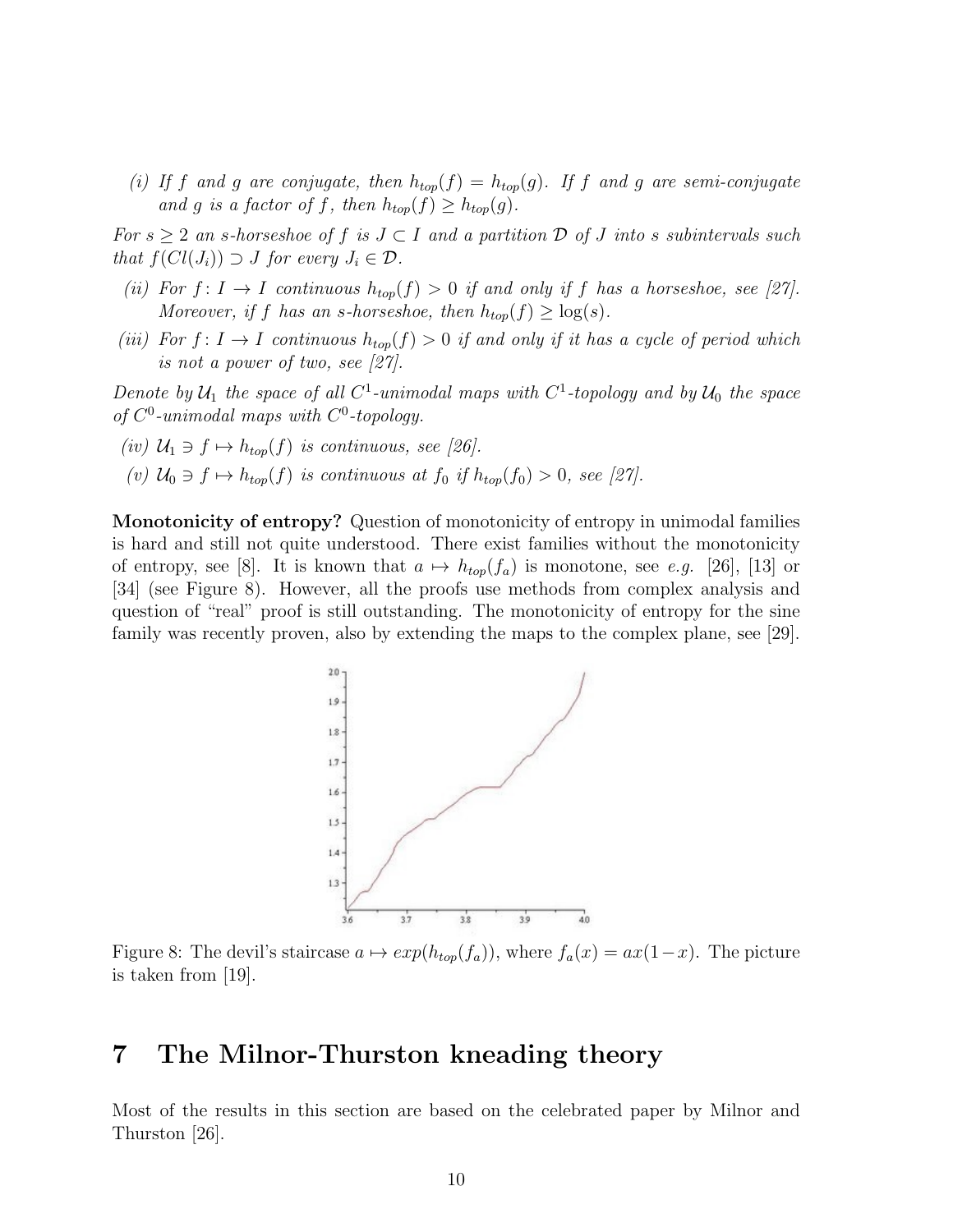(i) *If $f$ and $g$ are conjugate, then $h_{top}(f) = h_{top}(g)$. If $f$ and $g$ are semi-conjugate and $g$ is a factor of $f$, then $h_{top}(f) \geq h_{top}(g)$.*

*For $s \geq 2$ an $s$-horseshoe of $f$ is $J \subset I$ and a partition $\mathcal{D}$ of $J$ into $s$ subintervals such that $f(Cl(J_i)) \supset J$ for every $J_i \in \mathcal{D}$.*

(ii) *For $f: I \to I$ continuous $h_{top}(f) > 0$ if and only if $f$ has a horseshoe, see [27]. Moreover, if $f$ has an $s$-horseshoe, then $h_{top}(f) \geq \log(s)$.*

(iii) *For $f: I \to I$ continuous $h_{top}(f) > 0$ if and only if it has a cycle of period which is not a power of two, see [27].*

*Denote by $\mathcal{U}_1$ the space of all $C^1$-unimodal maps with $C^1$-topology and by $\mathcal{U}_0$ the space of $C^0$-unimodal maps with $C^0$-topology.*

(iv) *$\mathcal{U}_1 \ni f \mapsto h_{top}(f)$ is continuous, see [26].*

(v) *$\mathcal{U}_0 \ni f \mapsto h_{top}(f)$ is continuous at $f_0$ if $h_{top}(f_0) > 0$, see [27].*

**Monotonicity of entropy?** Question of monotonicity of entropy in unimodal families is hard and still not quite understood. There exist families without the monotonicity of entropy, see [8]. It is known that $a \mapsto h_{top}(f_a)$ is monotone, see *e.g.* [26], [13] or [34] (see Figure 8). However, all the proofs use methods from complex analysis and question of "real" proof is still outstanding. The monotonicity of entropy for the sine family was recently proven, also by extending the maps to the complex plane, see [29].

Figure 8: The devil's staircase $a \mapsto exp(h_{top}(f_a))$, where $f_a(x) = ax(1-x)$. The picture is taken from [19].

# 7 The Milnor-Thurston kneading theory

Most of the results in this section are based on the celebrated paper by Milnor and Thurston [26].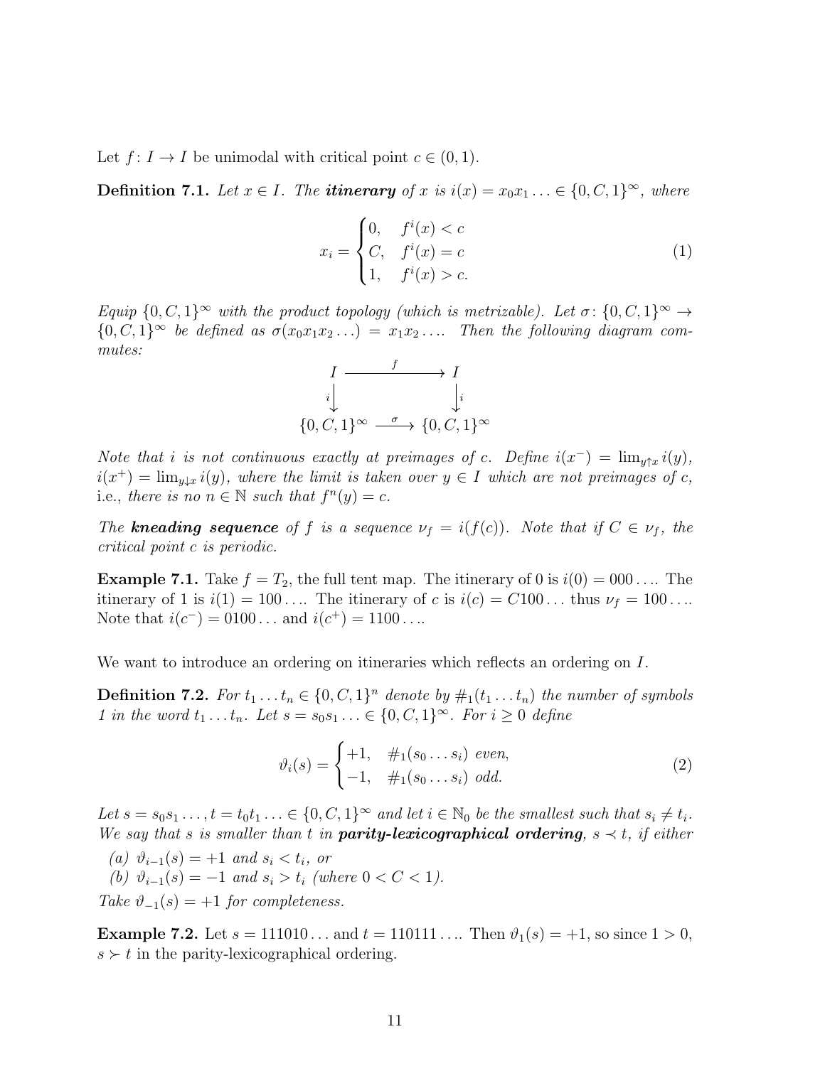Let $f\colon I \to I$ be unimodal with critical point $c \in (0,1)$.

**Definition 7.1.** *Let $x \in I$. The* ***itinerary*** *of $x$ is $i(x) = x_0x_1\ldots \in \{0, C, 1\}^\infty$, where*

$$x_i = \begin{cases} 0, & f^i(x) < c \\ C, & f^i(x) = c \\ 1, & f^i(x) > c. \end{cases} \tag{1}$$

*Equip $\{0,C,1\}^\infty$ with the product topology (which is metrizable). Let $\sigma\colon \{0,C,1\}^\infty \to \{0,C,1\}^\infty$ be defined as $\sigma(x_0x_1x_2\ldots) = x_1x_2\ldots$. Then the following diagram commutes:*

$$\begin{array}{ccc} I & \xrightarrow{\quad f \quad} & I \\ {\scriptstyle i}\downarrow & & \downarrow{\scriptstyle i} \\ \{0,C,1\}^\infty & \xrightarrow{\quad \sigma \quad} & \{0,C,1\}^\infty \end{array}$$

*Note that $i$ is not continuous exactly at preimages of $c$. Define $i(x^-) = \lim_{y\uparrow x} i(y)$, $i(x^+) = \lim_{y\downarrow x} i(y)$, where the limit is taken over $y \in I$ which are not preimages of $c$,* i.e., *there is no $n \in \mathbb{N}$ such that $f^n(y) = c$.*

*The* ***kneading sequence*** *of $f$ is a sequence $\nu_f = i(f(c))$. Note that if $C \in \nu_f$, the critical point $c$ is periodic.*

**Example 7.1.** Take $f = T_2$, the full tent map. The itinerary of 0 is $i(0) = 000\ldots$. The itinerary of 1 is $i(1) = 100\ldots$. The itinerary of $c$ is $i(c) = C100\ldots$ thus $\nu_f = 100\ldots$. Note that $i(c^-) = 0100\ldots$ and $i(c^+) = 1100\ldots$.

We want to introduce an ordering on itineraries which reflects an ordering on $I$.

**Definition 7.2.** *For $t_1\ldots t_n \in \{0,C,1\}^n$ denote by $\#_1(t_1\ldots t_n)$ the number of symbols 1 in the word $t_1\ldots t_n$. Let $s = s_0s_1\ldots \in \{0,C,1\}^\infty$. For $i \geq 0$ define*

$$\vartheta_i(s) = \begin{cases} +1, & \#_1(s_0\ldots s_i) \text{ even,} \\ -1, & \#_1(s_0\ldots s_i) \text{ odd.} \end{cases} \tag{2}$$

*Let $s = s_0s_1\ldots, t = t_0t_1\ldots \in \{0,C,1\}^\infty$ and let $i \in \mathbb{N}_0$ be the smallest such that $s_i \neq t_i$. We say that $s$ is smaller than $t$ in* ***parity-lexicographical ordering****, $s \prec t$, if either*

*(a) $\vartheta_{i-1}(s) = +1$ and $s_i < t_i$, or*

*(b) $\vartheta_{i-1}(s) = -1$ and $s_i > t_i$ (where $0 < C < 1$).*

*Take $\vartheta_{-1}(s) = +1$ for completeness.*

**Example 7.2.** Let $s = 111010\ldots$ and $t = 110111\ldots$. Then $\vartheta_1(s) = +1$, so since $1 > 0$, $s \succ t$ in the parity-lexicographical ordering.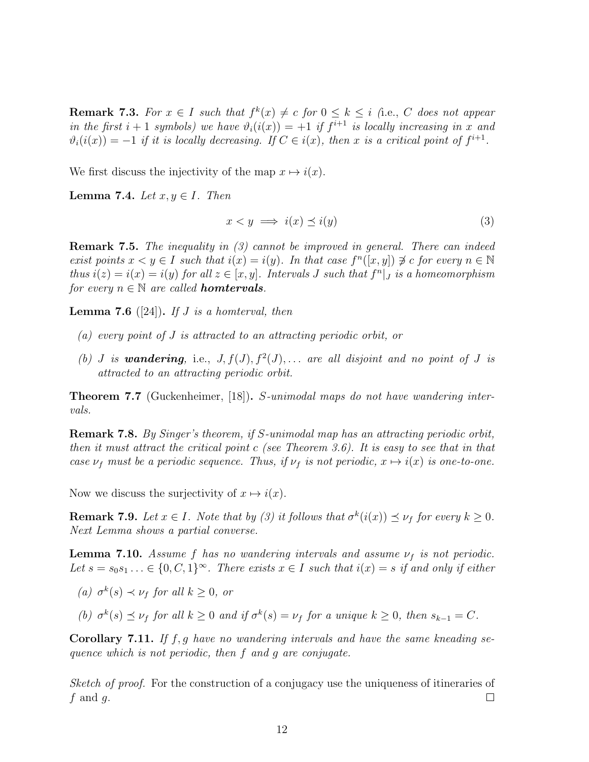**Remark 7.3.** *For $x \in I$ such that $f^k(x) \neq c$ for $0 \leq k \leq i$ (*i.e., *$C$ does not appear in the first $i+1$ symbols) we have $\vartheta_i(i(x)) = +1$ if $f^{i+1}$ is locally increasing in $x$ and $\vartheta_i(i(x)) = -1$ if it is locally decreasing. If $C \in i(x)$, then $x$ is a critical point of $f^{i+1}$.*

We first discuss the injectivity of the map $x \mapsto i(x)$.

**Lemma 7.4.** *Let $x, y \in I$. Then*

$$x < y \implies i(x) \preceq i(y) \tag{3}$$

**Remark 7.5.** *The inequality in (3) cannot be improved in general. There can indeed exist points $x < y \in I$ such that $i(x) = i(y)$. In that case $f^n([x,y]) \not\ni c$ for every $n \in \mathbb{N}$ thus $i(z) = i(x) = i(y)$ for all $z \in [x,y]$. Intervals $J$ such that $f^n|_J$ is a homeomorphism for every $n \in \mathbb{N}$ are called* ***homtervals***.

**Lemma 7.6** ([24])**.** *If $J$ is a homterval, then*

*(a) every point of $J$ is attracted to an attracting periodic orbit, or*

*(b) $J$ is* ***wandering***, i.e., *$J, f(J), f^2(J), \dots$ are all disjoint and no point of $J$ is attracted to an attracting periodic orbit.*

**Theorem 7.7** (Guckenheimer, [18])**.** *$S$-unimodal maps do not have wandering intervals.*

**Remark 7.8.** *By Singer's theorem, if $S$-unimodal map has an attracting periodic orbit, then it must attract the critical point $c$ (see Theorem 3.6). It is easy to see that in that case $\nu_f$ must be a periodic sequence. Thus, if $\nu_f$ is not periodic, $x \mapsto i(x)$ is one-to-one.*

Now we discuss the surjectivity of $x \mapsto i(x)$.

**Remark 7.9.** *Let $x \in I$. Note that by (3) it follows that $\sigma^k(i(x)) \preceq \nu_f$ for every $k \geq 0$. Next Lemma shows a partial converse.*

**Lemma 7.10.** *Assume $f$ has no wandering intervals and assume $\nu_f$ is not periodic. Let $s = s_0 s_1 \ldots \in \{0, C, 1\}^\infty$. There exists $x \in I$ such that $i(x) = s$ if and only if either*

*(a) $\sigma^k(s) \prec \nu_f$ for all $k \geq 0$, or*

*(b) $\sigma^k(s) \preceq \nu_f$ for all $k \geq 0$ and if $\sigma^k(s) = \nu_f$ for a unique $k \geq 0$, then $s_{k-1} = C$.*

**Corollary 7.11.** *If $f, g$ have no wandering intervals and have the same kneading sequence which is not periodic, then $f$ and $g$ are conjugate.*

*Sketch of proof.* For the construction of a conjugacy use the uniqueness of itineraries of $f$ and $g$. □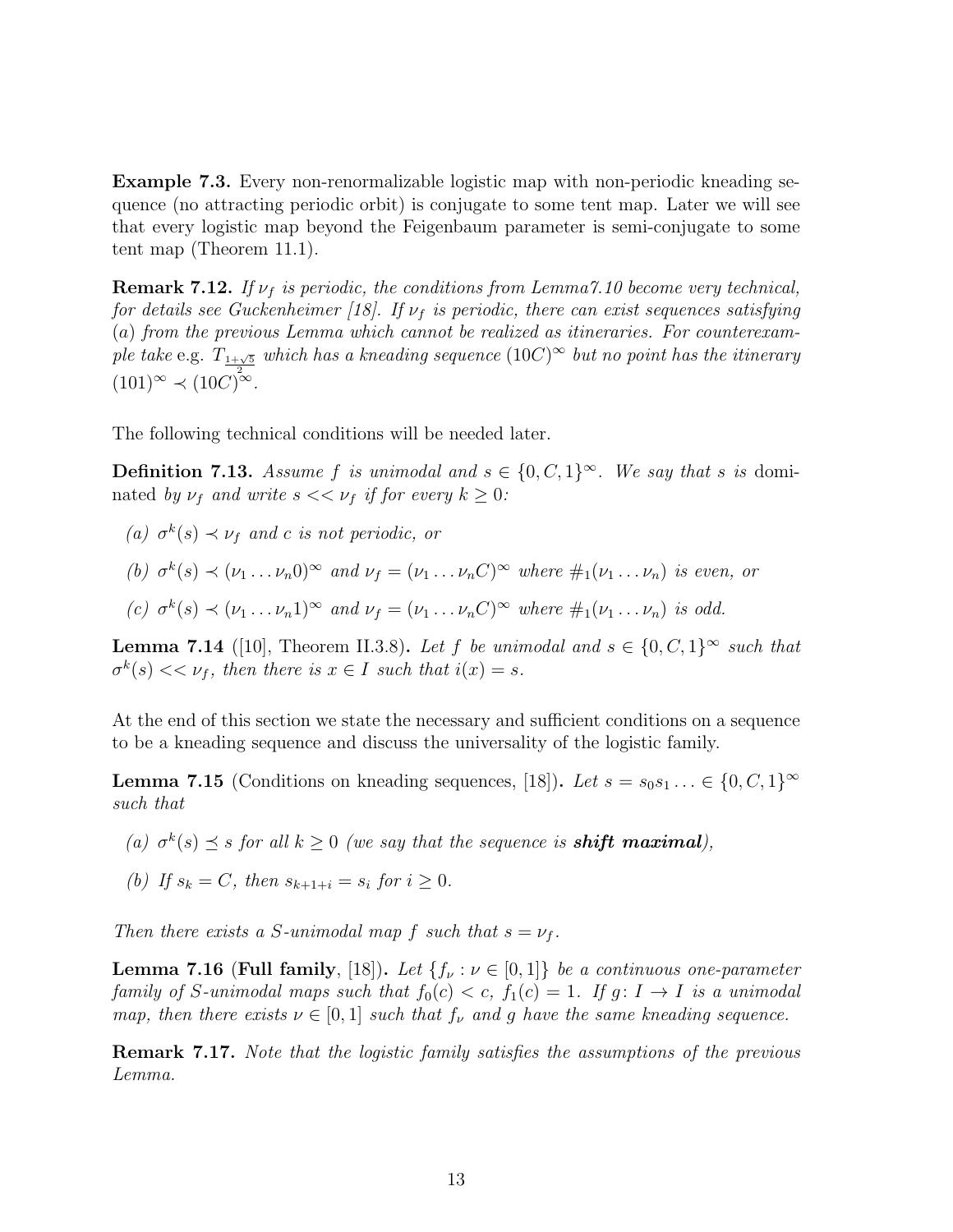**Example 7.3.** Every non-renormalizable logistic map with non-periodic kneading sequence (no attracting periodic orbit) is conjugate to some tent map. Later we will see that every logistic map beyond the Feigenbaum parameter is semi-conjugate to some tent map (Theorem 11.1).

**Remark 7.12.** *If $\nu_f$ is periodic, the conditions from Lemma7.10 become very technical, for details see Guckenheimer [18]. If $\nu_f$ is periodic, there can exist sequences satisfying* (*a*) *from the previous Lemma which cannot be realized as itineraries. For counterexample take* e.g. $T_{\frac{1+\sqrt{5}}{2}}$ *which has a kneading sequence* $(10C)^\infty$ *but no point has the itinerary* $(101)^\infty \prec (10C)^\infty$.

The following technical conditions will be needed later.

**Definition 7.13.** *Assume $f$ is unimodal and $s \in \{0, C, 1\}^\infty$. We say that $s$ is* dominated *by $\nu_f$ and write $s << \nu_f$ if for every $k \geq 0$:*

- *(a) $\sigma^k(s) \prec \nu_f$ and $c$ is not periodic, or*
- *(b) $\sigma^k(s) \prec (\nu_1 \dots \nu_n 0)^\infty$ and $\nu_f = (\nu_1 \dots \nu_n C)^\infty$ where $\#_1(\nu_1 \dots \nu_n)$ is even, or*
- *(c) $\sigma^k(s) \prec (\nu_1 \dots \nu_n 1)^\infty$ and $\nu_f = (\nu_1 \dots \nu_n C)^\infty$ where $\#_1(\nu_1 \dots \nu_n)$ is odd.*

**Lemma 7.14** ([10], Theorem II.3.8)**.** *Let $f$ be unimodal and $s \in \{0, C, 1\}^\infty$ such that $\sigma^k(s) << \nu_f$, then there is $x \in I$ such that $i(x) = s$.*

At the end of this section we state the necessary and sufficient conditions on a sequence to be a kneading sequence and discuss the universality of the logistic family.

**Lemma 7.15** (Conditions on kneading sequences, [18])**.** *Let $s = s_0 s_1 \ldots \in \{0, C, 1\}^\infty$ such that*

- *(a) $\sigma^k(s) \preceq s$ for all $k \geq 0$ (we say that the sequence is **shift maximal**),*
- *(b) If $s_k = C$, then $s_{k+1+i} = s_i$ for $i \geq 0$.*

*Then there exists a $S$-unimodal map $f$ such that $s = \nu_f$.*

**Lemma 7.16** (**Full family**, [18])**.** *Let $\{f_\nu : \nu \in [0, 1]\}$ be a continuous one-parameter family of $S$-unimodal maps such that $f_0(c) < c$, $f_1(c) = 1$. If $g \colon I \to I$ is a unimodal map, then there exists $\nu \in [0, 1]$ such that $f_\nu$ and $g$ have the same kneading sequence.*

**Remark 7.17.** *Note that the logistic family satisfies the assumptions of the previous Lemma.*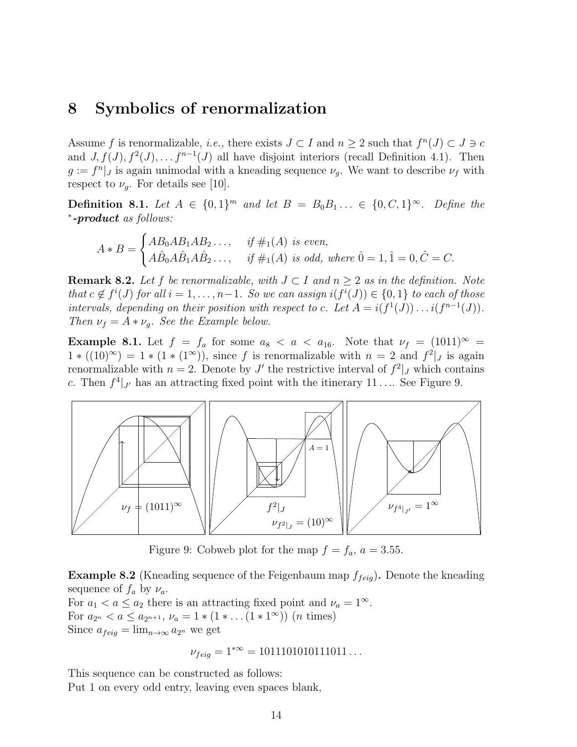# 8 Symbolics of renormalization

Assume $f$ is renormalizable, *i.e.,* there exists $J \subset I$ and $n \geq 2$ such that $f^n(J) \subset J \ni c$ and $J, f(J), f^2(J), \dots f^{n-1}(J)$ all have disjoint interiors (recall Definition 4.1). Then $g := f^n|_J$ is again unimodal with a kneading sequence $\nu_g$. We want to describe $\nu_f$ with respect to $\nu_g$. For details see [10].

**Definition 8.1.** *Let $A \in \{0,1\}^m$ and let $B = B_0B_1 \dots \in \{0, C, 1\}^\infty$. Define the* $^*$***-product*** *as follows:*

$$A * B = \begin{cases} AB_0AB_1AB_2\dots, & \text{if } \#_1(A) \text{ is even,} \\ A\hat{B}_0A\hat{B}_1A\hat{B}_2\dots, & \text{if } \#_1(A) \text{ is odd, where } \hat{0} = 1, \hat{1} = 0, \hat{C} = C. \end{cases}$$

**Remark 8.2.** *Let $f$ be renormalizable, with $J \subset I$ and $n \geq 2$ as in the definition. Note that $c \notin f^i(J)$ for all $i = 1, \dots, n-1$. So we can assign $i(f^i(J)) \in \{0,1\}$ to each of those intervals, depending on their position with respect to $c$. Let $A = i(f^1(J)) \dots i(f^{n-1}(J))$. Then $\nu_f = A * \nu_g$. See the Example below.*

**Example 8.1.** Let $f = f_a$ for some $a_8 < a < a_{16}$. Note that $\nu_f = (1011)^\infty = 1 * ((10)^\infty) = 1 * (1 * (1^\infty))$, since $f$ is renormalizable with $n = 2$ and $f^2|_J$ is again renormalizable with $n = 2$. Denote by $J'$ the restrictive interval of $f^2|_J$ which contains $c$. Then $f^4|_{J'}$ has an attracting fixed point with the itinerary $11\dots$. See Figure 9.

Figure 9: Cobweb plot for the map $f = f_a$, $a = 3.55$.

**Example 8.2** (Kneading sequence of the Feigenbaum map $f_{feig}$)**.** Denote the kneading sequence of $f_a$ by $\nu_a$.
For $a_1 < a \leq a_2$ there is an attracting fixed point and $\nu_a = 1^\infty$.
For $a_{2^n} < a \leq a_{2^{n+1}}$, $\nu_a = 1 * (1 * \dots (1 * 1^\infty))$ ($n$ times)
Since $a_{feig} = \lim_{n\to\infty} a_{2^n}$ we get

$$\nu_{feig} = 1^{*\infty} = 1011101010111011\dots$$

This sequence can be constructed as follows:
Put 1 on every odd entry, leaving even spaces blank,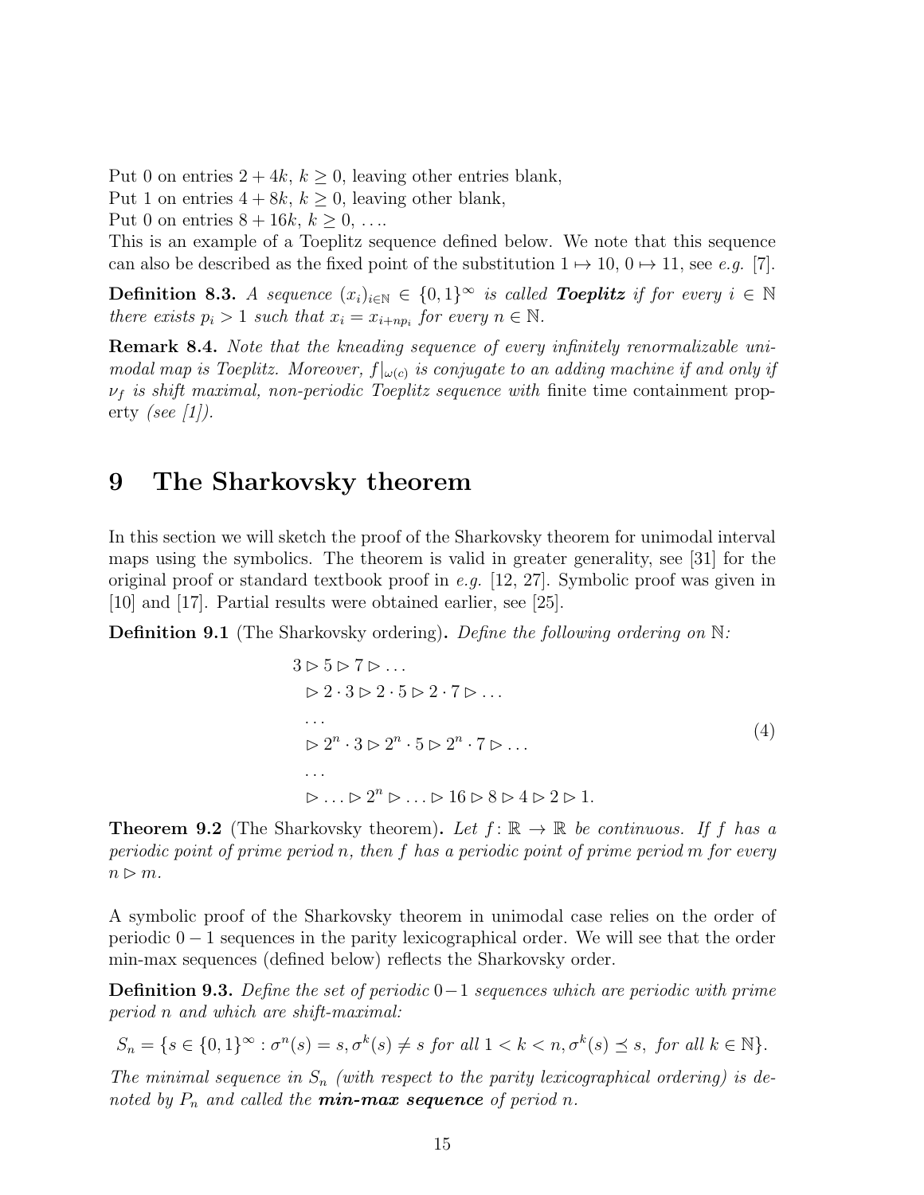Put 0 on entries $2 + 4k$, $k \geq 0$, leaving other entries blank,
Put 1 on entries $4 + 8k$, $k \geq 0$, leaving other blank,
Put 0 on entries $8 + 16k$, $k \geq 0$, ....
This is an example of a Toeplitz sequence defined below. We note that this sequence can also be described as the fixed point of the substitution $1 \mapsto 10$, $0 \mapsto 11$, see *e.g.* [7].

**Definition 8.3.** *A sequence $(x_i)_{i \in \mathbb{N}} \in \{0,1\}^\infty$ is called* ***Toeplitz*** *if for every $i \in \mathbb{N}$ there exists $p_i > 1$ such that $x_i = x_{i+np_i}$ for every $n \in \mathbb{N}$.*

**Remark 8.4.** *Note that the kneading sequence of every infinitely renormalizable unimodal map is Toeplitz. Moreover, $f|_{\omega(c)}$ is conjugate to an adding machine if and only if $\nu_f$ is shift maximal, non-periodic Toeplitz sequence with* finite time containment property *(see [1]).*

# 9 The Sharkovsky theorem

In this section we will sketch the proof of the Sharkovsky theorem for unimodal interval maps using the symbolics. The theorem is valid in greater generality, see [31] for the original proof or standard textbook proof in *e.g.* [12, 27]. Symbolic proof was given in [10] and [17]. Partial results were obtained earlier, see [25].

**Definition 9.1** (The Sharkovsky ordering)**.** *Define the following ordering on $\mathbb{N}$:*

$$
\begin{aligned}
&3 \rhd 5 \rhd 7 \rhd \dots \\
&\ \rhd 2 \cdot 3 \rhd 2 \cdot 5 \rhd 2 \cdot 7 \rhd \dots \\
&\ \dots \\
&\ \rhd 2^n \cdot 3 \rhd 2^n \cdot 5 \rhd 2^n \cdot 7 \rhd \dots \\
&\ \dots \\
&\ \rhd \dots \rhd 2^n \rhd \dots \rhd 16 \rhd 8 \rhd 4 \rhd 2 \rhd 1.
\end{aligned}
\tag{4}
$$

**Theorem 9.2** (The Sharkovsky theorem)**.** *Let $f \colon \mathbb{R} \to \mathbb{R}$ be continuous. If $f$ has a periodic point of prime period $n$, then $f$ has a periodic point of prime period $m$ for every $n \rhd m$.*

A symbolic proof of the Sharkovsky theorem in unimodal case relies on the order of periodic $0-1$ sequences in the parity lexicographical order. We will see that the order min-max sequences (defined below) reflects the Sharkovsky order.

**Definition 9.3.** *Define the set of periodic $0-1$ sequences which are periodic with prime period $n$ and which are shift-maximal:*

$$S_n = \{s \in \{0,1\}^\infty : \sigma^n(s) = s, \sigma^k(s) \neq s \text{ for all } 1 < k < n, \sigma^k(s) \preceq s, \text{ for all } k \in \mathbb{N}\}.$$

*The minimal sequence in $S_n$ (with respect to the parity lexicographical ordering) is denoted by $P_n$ and called the* ***min-max sequence*** *of period $n$.*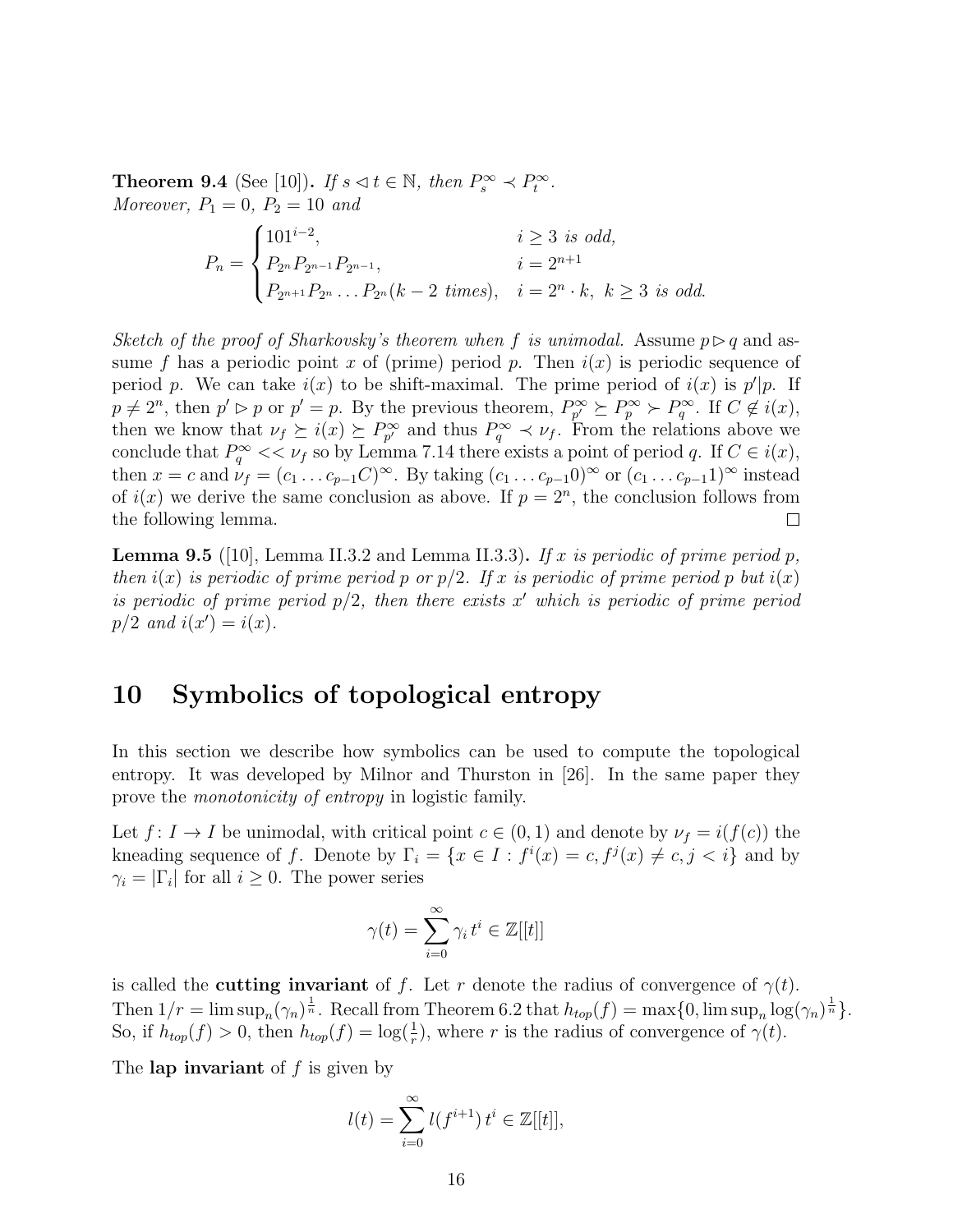**Theorem 9.4** (See [10]). *If $s \lhd t \in \mathbb{N}$, then $P_s^\infty \prec P_t^\infty$.*
*Moreover, $P_1 = 0$, $P_2 = 10$ and*

$$P_n = \begin{cases} 101^{i-2}, & i \geq 3 \text{ is odd,} \\ P_{2^n} P_{2^{n-1}} P_{2^{n-1}}, & i = 2^{n+1} \\ P_{2^{n+1}} P_{2^n} \dots P_{2^n} (k-2 \text{ times}), & i = 2^n \cdot k,\ k \geq 3 \text{ is odd.} \end{cases}$$

*Sketch of the proof of Sharkovsky's theorem when $f$ is unimodal.* Assume $p \rhd q$ and assume $f$ has a periodic point $x$ of (prime) period $p$. Then $i(x)$ is periodic sequence of period $p$. We can take $i(x)$ to be shift-maximal. The prime period of $i(x)$ is $p'|p$. If $p \neq 2^n$, then $p' \rhd p$ or $p' = p$. By the previous theorem, $P_{p'}^\infty \succeq P_p^\infty \succ P_q^\infty$. If $C \notin i(x)$, then we know that $\nu_f \succeq i(x) \succeq P_{p'}^\infty$ and thus $P_q^\infty \prec \nu_f$. From the relations above we conclude that $P_q^\infty << \nu_f$ so by Lemma 7.14 there exists a point of period $q$. If $C \in i(x)$, then $x = c$ and $\nu_f = (c_1 \dots c_{p-1} C)^\infty$. By taking $(c_1 \dots c_{p-1} 0)^\infty$ or $(c_1 \dots c_{p-1} 1)^\infty$ instead of $i(x)$ we derive the same conclusion as above. If $p = 2^n$, the conclusion follows from the following lemma. □

**Lemma 9.5** ([10], Lemma II.3.2 and Lemma II.3.3). *If $x$ is periodic of prime period $p$, then $i(x)$ is periodic of prime period $p$ or $p/2$. If $x$ is periodic of prime period $p$ but $i(x)$ is periodic of prime period $p/2$, then there exists $x'$ which is periodic of prime period $p/2$ and $i(x') = i(x)$.*

# 10 Symbolics of topological entropy

In this section we describe how symbolics can be used to compute the topological entropy. It was developed by Milnor and Thurston in [26]. In the same paper they prove the *monotonicity of entropy* in logistic family.

Let $f \colon I \to I$ be unimodal, with critical point $c \in (0, 1)$ and denote by $\nu_f = i(f(c))$ the kneading sequence of $f$. Denote by $\Gamma_i = \{x \in I : f^i(x) = c, f^j(x) \neq c, j < i\}$ and by $\gamma_i = |\Gamma_i|$ for all $i \geq 0$. The power series

$$\gamma(t) = \sum_{i=0}^{\infty} \gamma_i t^i \in \mathbb{Z}[[t]]$$

is called the **cutting invariant** of $f$. Let $r$ denote the radius of convergence of $\gamma(t)$. Then $1/r = \limsup_n (\gamma_n)^{\frac{1}{n}}$. Recall from Theorem 6.2 that $h_{top}(f) = \max\{0, \limsup_n \log(\gamma_n)^{\frac{1}{n}}\}$. So, if $h_{top}(f) > 0$, then $h_{top}(f) = \log(\frac{1}{r})$, where $r$ is the radius of convergence of $\gamma(t)$.

The **lap invariant** of $f$ is given by

$$l(t) = \sum_{i=0}^{\infty} l(f^{i+1}) t^i \in \mathbb{Z}[[t]],$$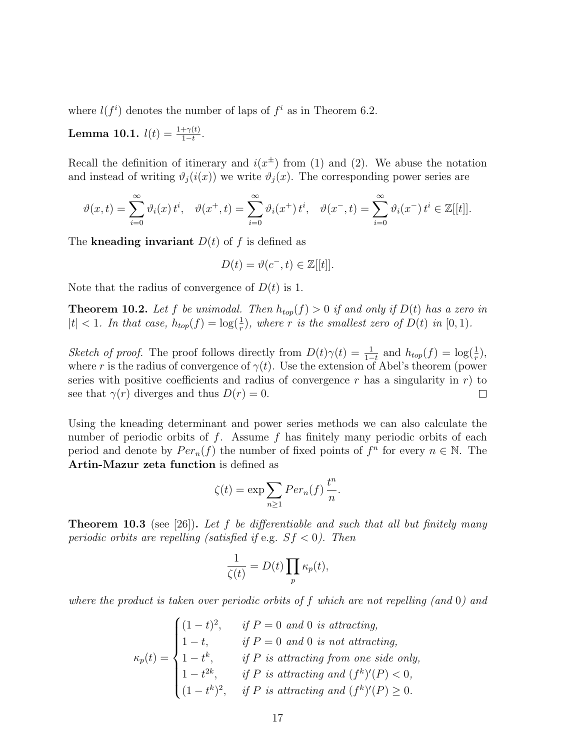where $l(f^i)$ denotes the number of laps of $f^i$ as in Theorem 6.2.

**Lemma 10.1.** $l(t) = \frac{1+\gamma(t)}{1-t}$.

Recall the definition of itinerary and $i(x^\pm)$ from (1) and (2). We abuse the notation and instead of writing $\vartheta_j(i(x))$ we write $\vartheta_j(x)$. The corresponding power series are

$$\vartheta(x,t) = \sum_{i=0}^{\infty} \vartheta_i(x)\, t^i, \quad \vartheta(x^+,t) = \sum_{i=0}^{\infty} \vartheta_i(x^+)\, t^i, \quad \vartheta(x^-,t) = \sum_{i=0}^{\infty} \vartheta_i(x^-)\, t^i \in \mathbb{Z}[[t]].$$

The **kneading invariant** $D(t)$ of $f$ is defined as

$$D(t) = \vartheta(c^-, t) \in \mathbb{Z}[[t]].$$

Note that the radius of convergence of $D(t)$ is 1.

**Theorem 10.2.** *Let $f$ be unimodal. Then $h_{top}(f) > 0$ if and only if $D(t)$ has a zero in $|t| < 1$. In that case, $h_{top}(f) = \log(\frac{1}{r})$, where $r$ is the smallest zero of $D(t)$ in $[0,1)$.*

*Sketch of proof.* The proof follows directly from $D(t)\gamma(t) = \frac{1}{1-t}$ and $h_{top}(f) = \log(\frac{1}{r})$, where $r$ is the radius of convergence of $\gamma(t)$. Use the extension of Abel's theorem (power series with positive coefficients and radius of convergence $r$ has a singularity in $r$) to see that $\gamma(r)$ diverges and thus $D(r) = 0$. □

Using the kneading determinant and power series methods we can also calculate the number of periodic orbits of $f$. Assume $f$ has finitely many periodic orbits of each period and denote by $Per_n(f)$ the number of fixed points of $f^n$ for every $n \in \mathbb{N}$. The **Artin-Mazur zeta function** is defined as

$$\zeta(t) = \exp \sum_{n \geq 1} Per_n(f)\, \frac{t^n}{n}.$$

**Theorem 10.3** (see [26])**.** *Let $f$ be differentiable and such that all but finitely many periodic orbits are repelling (satisfied if* e.g. *$Sf < 0$). Then*

$$\frac{1}{\zeta(t)} = D(t) \prod_p \kappa_p(t),$$

*where the product is taken over periodic orbits of $f$ which are not repelling (and 0) and*

$$\kappa_p(t) = \begin{cases} (1-t)^2, & \text{if } P = 0 \text{ and } 0 \text{ is attracting,} \\ 1-t, & \text{if } P = 0 \text{ and } 0 \text{ is not attracting,} \\ 1-t^k, & \text{if } P \text{ is attracting from one side only,} \\ 1-t^{2k}, & \text{if } P \text{ is attracting and } (f^k)'(P) < 0, \\ (1-t^k)^2, & \text{if } P \text{ is attracting and } (f^k)'(P) \geq 0. \end{cases}$$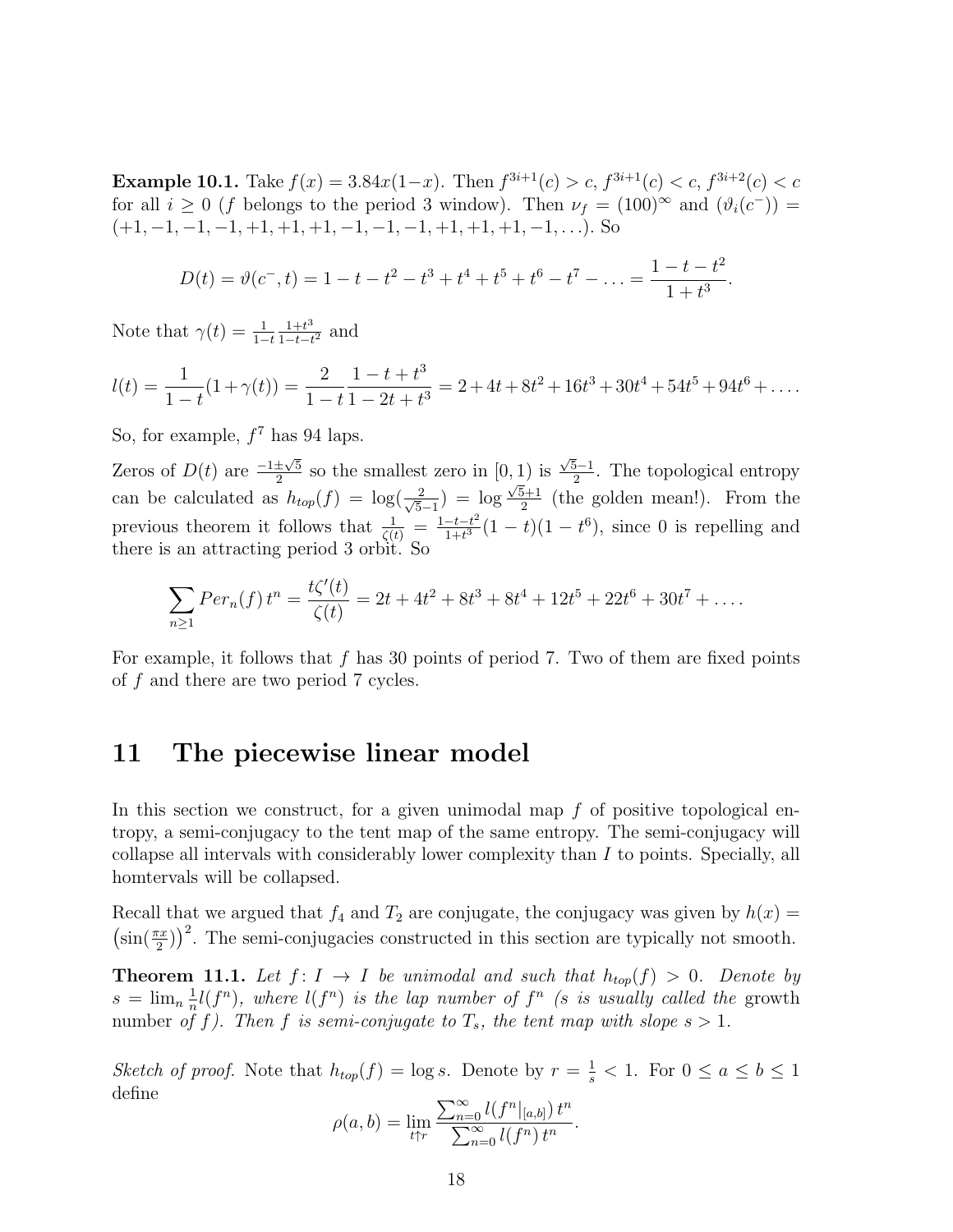**Example 10.1.** Take $f(x) = 3.84x(1-x)$. Then $f^{3i+1}(c) > c$, $f^{3i+1}(c) < c$, $f^{3i+2}(c) < c$ for all $i \geq 0$ ($f$ belongs to the period 3 window). Then $\nu_f = (100)^\infty$ and $(\vartheta_i(c^-)) = (+1, -1, -1, -1, +1, +1, +1, -1, -1, -1, +1, +1, +1, -1, \ldots)$. So

$$D(t) = \vartheta(c^-, t) = 1 - t - t^2 - t^3 + t^4 + t^5 + t^6 - t^7 - \ldots = \frac{1 - t - t^2}{1 + t^3}.$$

Note that $\gamma(t) = \frac{1}{1-t}\frac{1+t^3}{1-t-t^2}$ and

$$l(t) = \frac{1}{1-t}(1 + \gamma(t)) = \frac{2}{1-t}\frac{1-t+t^3}{1-2t+t^3} = 2 + 4t + 8t^2 + 16t^3 + 30t^4 + 54t^5 + 94t^6 + \ldots.$$

So, for example, $f^7$ has 94 laps.

Zeros of $D(t)$ are $\frac{-1\pm\sqrt{5}}{2}$ so the smallest zero in $[0,1)$ is $\frac{\sqrt{5}-1}{2}$. The topological entropy can be calculated as $h_{top}(f) = \log(\frac{2}{\sqrt{5}-1}) = \log\frac{\sqrt{5}+1}{2}$ (the golden mean!). From the previous theorem it follows that $\frac{1}{\zeta(t)} = \frac{1-t-t^2}{1+t^3}(1-t)(1-t^6)$, since 0 is repelling and there is an attracting period 3 orbit. So

$$\sum_{n\geq 1} Per_n(f)\, t^n = \frac{t\zeta'(t)}{\zeta(t)} = 2t + 4t^2 + 8t^3 + 8t^4 + 12t^5 + 22t^6 + 30t^7 + \ldots.$$

For example, it follows that $f$ has 30 points of period 7. Two of them are fixed points of $f$ and there are two period 7 cycles.

# 11 The piecewise linear model

In this section we construct, for a given unimodal map $f$ of positive topological entropy, a semi-conjugacy to the tent map of the same entropy. The semi-conjugacy will collapse all intervals with considerably lower complexity than $I$ to points. Specially, all homtervals will be collapsed.

Recall that we argued that $f_4$ and $T_2$ are conjugate, the conjugacy was given by $h(x) = \left(\sin(\frac{\pi x}{2})\right)^2$. The semi-conjugacies constructed in this section are typically not smooth.

**Theorem 11.1.** *Let $f\colon I \to I$ be unimodal and such that $h_{top}(f) > 0$. Denote by $s = \lim_n \frac{1}{n} l(f^n)$, where $l(f^n)$ is the lap number of $f^n$ ($s$ is usually called the* growth number *of $f$). Then $f$ is semi-conjugate to $T_s$, the tent map with slope $s > 1$.*

*Sketch of proof.* Note that $h_{top}(f) = \log s$. Denote by $r = \frac{1}{s} < 1$. For $0 \leq a \leq b \leq 1$ define

$$\rho(a,b) = \lim_{t\uparrow r} \frac{\sum_{n=0}^\infty l(f^n|_{[a,b]})\, t^n}{\sum_{n=0}^\infty l(f^n)\, t^n}.$$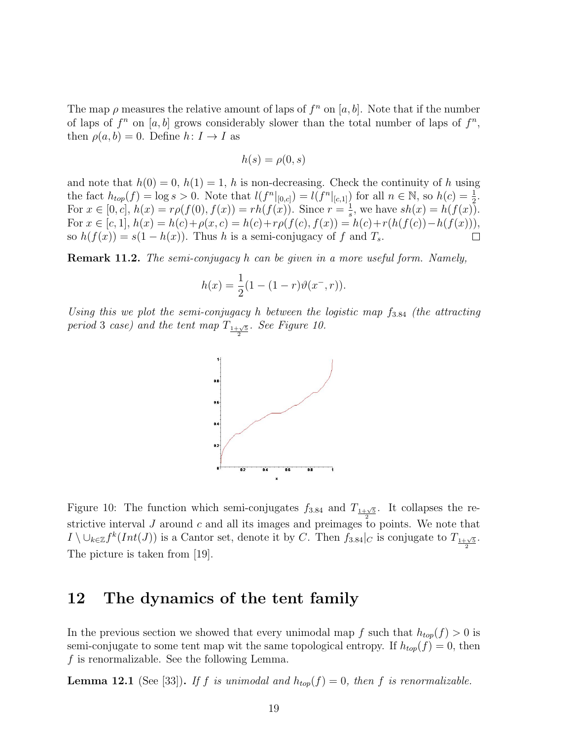The map $\rho$ measures the relative amount of laps of $f^n$ on $[a, b]$. Note that if the number of laps of $f^n$ on $[a, b]$ grows considerably slower than the total number of laps of $f^n$, then $\rho(a, b) = 0$. Define $h\colon I \to I$ as

$$h(s) = \rho(0, s)$$

and note that $h(0) = 0$, $h(1) = 1$, $h$ is non-decreasing. Check the continuity of $h$ using the fact $h_{top}(f) = \log s > 0$. Note that $l(f^n|_{[0,c]}) = l(f^n|_{[c,1]})$ for all $n \in \mathbb{N}$, so $h(c) = \frac{1}{2}$. For $x \in [0, c]$, $h(x) = r\rho(f(0), f(x)) = rh(f(x))$. Since $r = \frac{1}{s}$, we have $sh(x) = h(f(x))$. For $x \in [c, 1]$, $h(x) = h(c)+\rho(x, c) = h(c)+r\rho(f(c), f(x)) = h(c)+r(h(f(c))-h(f(x)))$, so $h(f(x)) = s(1 - h(x))$. Thus $h$ is a semi-conjugacy of $f$ and $T_s$. □

**Remark 11.2.** *The semi-conjugacy $h$ can be given in a more useful form. Namely,*

$$h(x) = \frac{1}{2}(1 - (1 - r)\vartheta(x^-, r)).$$

*Using this we plot the semi-conjugacy $h$ between the logistic map $f_{3.84}$ (the attracting period 3 case) and the tent map $T_{\frac{1+\sqrt{5}}{2}}$. See Figure 10.*

Figure 10: The function which semi-conjugates $f_{3.84}$ and $T_{\frac{1+\sqrt{5}}{2}}$. It collapses the restrictive interval $J$ around $c$ and all its images and preimages to points. We note that $I \setminus \cup_{k\in\mathbb{Z}} f^k(Int(J))$ is a Cantor set, denote it by $C$. Then $f_{3.84}|_C$ is conjugate to $T_{\frac{1+\sqrt{5}}{2}}$. The picture is taken from [19].

## 12 The dynamics of the tent family

In the previous section we showed that every unimodal map $f$ such that $h_{top}(f) > 0$ is semi-conjugate to some tent map wit the same topological entropy. If $h_{top}(f) = 0$, then $f$ is renormalizable. See the following Lemma.

**Lemma 12.1** (See [33])**.** *If $f$ is unimodal and $h_{top}(f) = 0$, then $f$ is renormalizable.*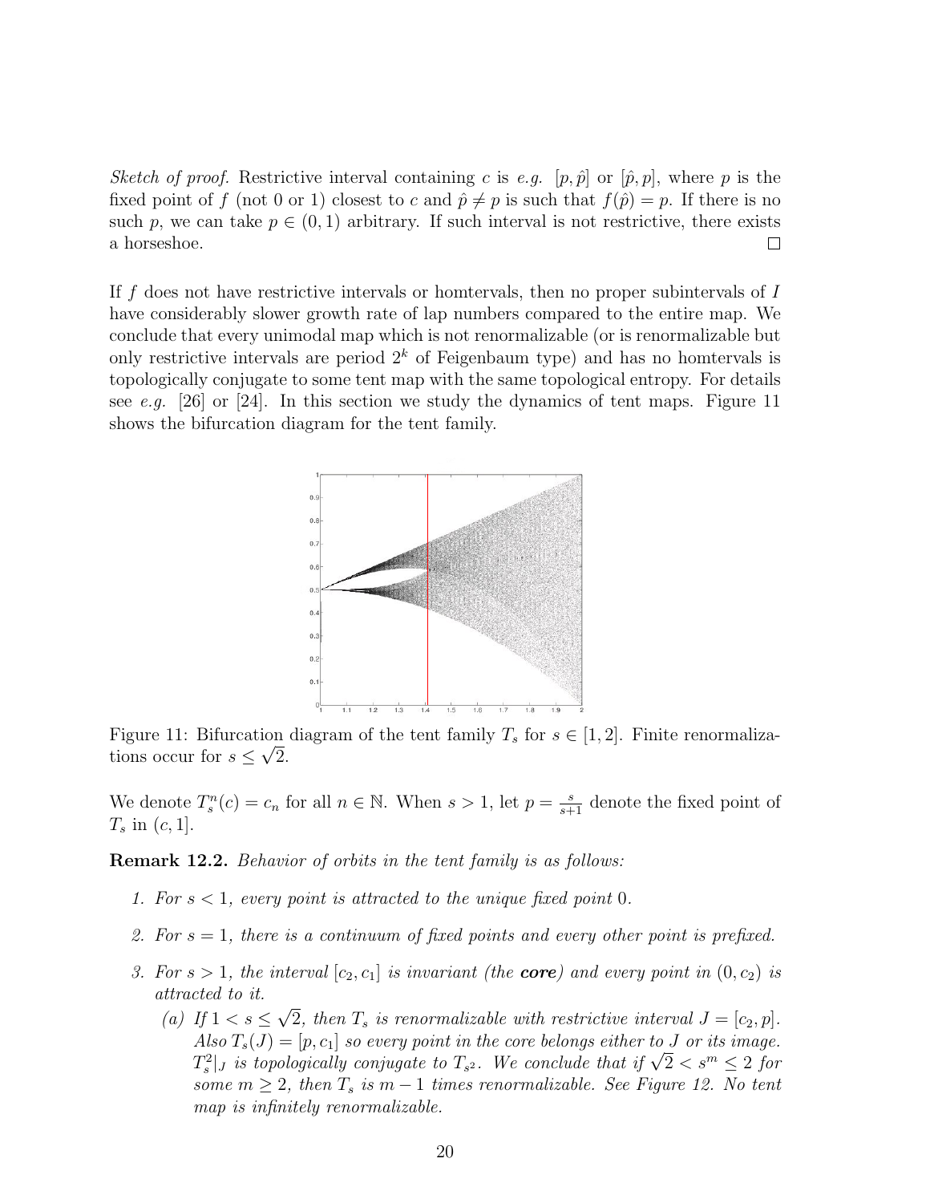*Sketch of proof.* Restrictive interval containing $c$ is *e.g.* $[p, \hat{p}]$ or $[\hat{p}, p]$, where $p$ is the fixed point of $f$ (not 0 or 1) closest to $c$ and $\hat{p} \neq p$ is such that $f(\hat{p}) = p$. If there is no such $p$, we can take $p \in (0, 1)$ arbitrary. If such interval is not restrictive, there exists a horseshoe. □

If $f$ does not have restrictive intervals or homtervals, then no proper subintervals of $I$ have considerably slower growth rate of lap numbers compared to the entire map. We conclude that every unimodal map which is not renormalizable (or is renormalizable but only restrictive intervals are period $2^k$ of Feigenbaum type) and has no homtervals is topologically conjugate to some tent map with the same topological entropy. For details see *e.g.* [26] or [24]. In this section we study the dynamics of tent maps. Figure 11 shows the bifurcation diagram for the tent family.

Figure 11: Bifurcation diagram of the tent family $T_s$ for $s \in [1, 2]$. Finite renormalizations occur for $s \leq \sqrt{2}$.

We denote $T_s^n(c) = c_n$ for all $n \in \mathbb{N}$. When $s > 1$, let $p = \frac{s}{s+1}$ denote the fixed point of $T_s$ in $(c, 1]$.

**Remark 12.2.** *Behavior of orbits in the tent family is as follows:*

1. *For $s < 1$, every point is attracted to the unique fixed point 0.*
2. *For $s = 1$, there is a continuum of fixed points and every other point is prefixed.*
3. *For $s > 1$, the interval $[c_2, c_1]$ is invariant (the **core**) and every point in $(0, c_2)$ is attracted to it.*
   (a) *If $1 < s \leq \sqrt{2}$, then $T_s$ is renormalizable with restrictive interval $J = [c_2, p]$. Also $T_s(J) = [p, c_1]$ so every point in the core belongs either to $J$ or its image. $T_s^2|_J$ is topologically conjugate to $T_{s^2}$. We conclude that if $\sqrt{2} < s^m \leq 2$ for some $m \geq 2$, then $T_s$ is $m - 1$ times renormalizable. See Figure 12. No tent map is infinitely renormalizable.*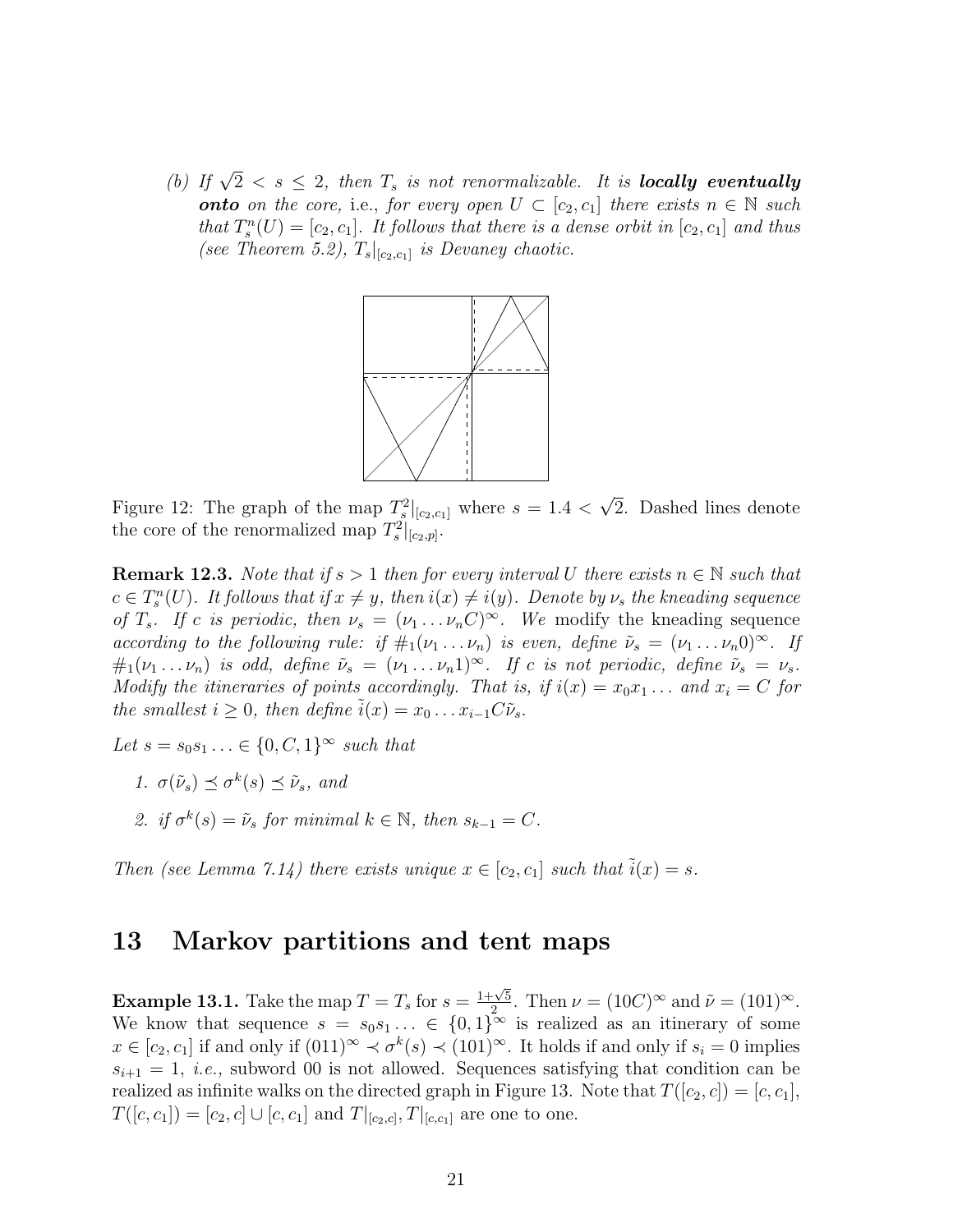*(b) If $\sqrt{2} < s \leq 2$, then $T_s$ is not renormalizable. It is* ***locally eventually onto*** *on the core,* i.e., *for every open $U \subset [c_2, c_1]$ there exists $n \in \mathbb{N}$ such that $T_s^n(U) = [c_2, c_1]$. It follows that there is a dense orbit in $[c_2, c_1]$ and thus (see Theorem 5.2), $T_s|_{[c_2,c_1]}$ is Devaney chaotic.*

Figure 12: The graph of the map $T_s^2|_{[c_2,c_1]}$ where $s = 1.4 < \sqrt{2}$. Dashed lines denote the core of the renormalized map $T_s^2|_{[c_2,p]}$.

**Remark 12.3.** *Note that if $s > 1$ then for every interval $U$ there exists $n \in \mathbb{N}$ such that $c \in T_s^n(U)$. It follows that if $x \neq y$, then $i(x) \neq i(y)$. Denote by $\nu_s$ the kneading sequence of $T_s$. If $c$ is periodic, then $\nu_s = (\nu_1 \dots \nu_n C)^\infty$. We* modify the kneading sequence *according to the following rule: if $\#_1(\nu_1 \dots \nu_n)$ is even, define $\tilde{\nu}_s = (\nu_1 \dots \nu_n 0)^\infty$. If $\#_1(\nu_1 \dots \nu_n)$ is odd, define $\tilde{\nu}_s = (\nu_1 \dots \nu_n 1)^\infty$. If $c$ is not periodic, define $\tilde{\nu}_s = \nu_s$. Modify the itineraries of points accordingly. That is, if $i(x) = x_0 x_1 \dots$ and $x_i = C$ for the smallest $i \geq 0$, then define $\tilde{i}(x) = x_0 \dots x_{i-1} C \tilde{\nu}_s$.*

*Let $s = s_0 s_1 \dots \in \{0, C, 1\}^\infty$ such that*

1. *$\sigma(\tilde{\nu}_s) \preceq \sigma^k(s) \preceq \tilde{\nu}_s$, and*
2. *if $\sigma^k(s) = \tilde{\nu}_s$ for minimal $k \in \mathbb{N}$, then $s_{k-1} = C$.*

*Then (see Lemma 7.14) there exists unique $x \in [c_2, c_1]$ such that $\tilde{i}(x) = s$.*

# 13 Markov partitions and tent maps

**Example 13.1.** Take the map $T = T_s$ for $s = \frac{1+\sqrt{5}}{2}$. Then $\nu = (10C)^\infty$ and $\tilde{\nu} = (101)^\infty$. We know that sequence $s = s_0 s_1 \dots \in \{0,1\}^\infty$ is realized as an itinerary of some $x \in [c_2, c_1]$ if and only if $(011)^\infty \prec \sigma^k(s) \prec (101)^\infty$. It holds if and only if $s_i = 0$ implies $s_{i+1} = 1$, *i.e.,* subword 00 is not allowed. Sequences satisfying that condition can be realized as infinite walks on the directed graph in Figure 13. Note that $T([c_2, c]) = [c, c_1]$, $T([c, c_1]) = [c_2, c] \cup [c, c_1]$ and $T|_{[c_2,c]}, T|_{[c,c_1]}$ are one to one.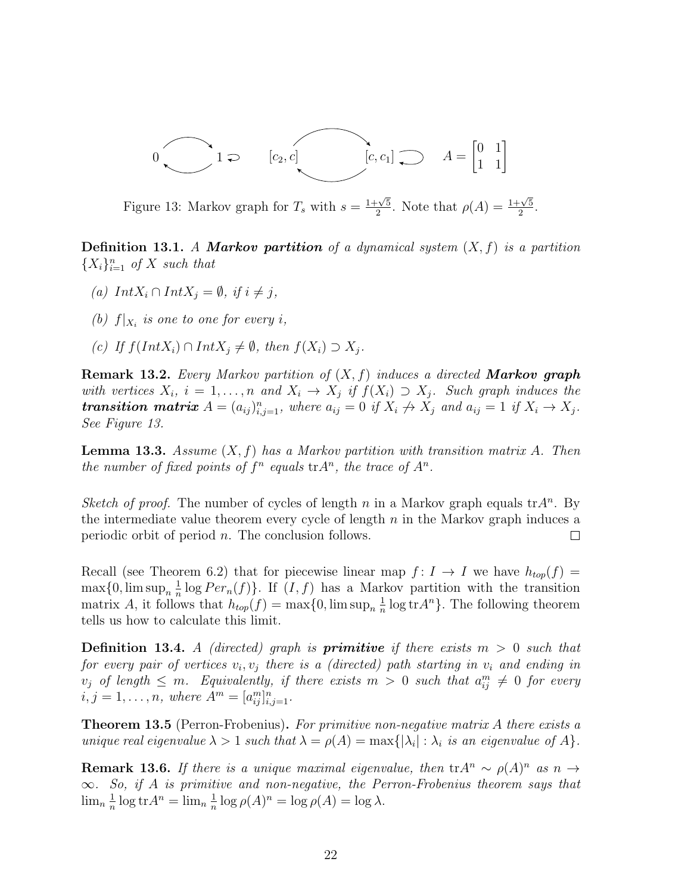$$0 \rightleftarrows 1 \circlearrowleft \qquad [c_2, c] \rightleftarrows [c, c_1] \circlearrowleft \qquad A = \begin{bmatrix} 0 & 1 \\ 1 & 1 \end{bmatrix}$$

Figure 13: Markov graph for $T_s$ with $s = \frac{1+\sqrt{5}}{2}$. Note that $\rho(A) = \frac{1+\sqrt{5}}{2}$.

**Definition 13.1.** *A* ***Markov partition*** *of a dynamical system $(X, f)$ is a partition $\{X_i\}_{i=1}^n$ of $X$ such that*

*(a) $IntX_i \cap IntX_j = \emptyset$, if $i \neq j$,*

*(b) $f|_{X_i}$ is one to one for every $i$,*

*(c) If $f(IntX_i) \cap IntX_j \neq \emptyset$, then $f(X_i) \supset X_j$.*

**Remark 13.2.** *Every Markov partition of $(X, f)$ induces a directed* ***Markov graph*** *with vertices $X_i$, $i = 1, \ldots, n$ and $X_i \to X_j$ if $f(X_i) \supset X_j$. Such graph induces the* ***transition matrix*** *$A = (a_{ij})_{i,j=1}^n$, where $a_{ij} = 0$ if $X_i \not\to X_j$ and $a_{ij} = 1$ if $X_i \to X_j$. See Figure 13.*

**Lemma 13.3.** *Assume $(X, f)$ has a Markov partition with transition matrix $A$. Then the number of fixed points of $f^n$ equals $\mathrm{tr}A^n$, the trace of $A^n$.*

*Sketch of proof.* The number of cycles of length $n$ in a Markov graph equals $\mathrm{tr}A^n$. By the intermediate value theorem every cycle of length $n$ in the Markov graph induces a periodic orbit of period $n$. The conclusion follows. □

Recall (see Theorem 6.2) that for piecewise linear map $f \colon I \to I$ we have $h_{top}(f) = \max\{0, \limsup_n \frac{1}{n} \log Per_n(f)\}$. If $(I, f)$ has a Markov partition with the transition matrix $A$, it follows that $h_{top}(f) = \max\{0, \limsup_n \frac{1}{n} \log \mathrm{tr}A^n\}$. The following theorem tells us how to calculate this limit.

**Definition 13.4.** *A (directed) graph is* ***primitive*** *if there exists $m > 0$ such that for every pair of vertices $v_i, v_j$ there is a (directed) path starting in $v_i$ and ending in $v_j$ of length $\leq m$. Equivalently, if there exists $m > 0$ such that $a_{ij}^m \neq 0$ for every $i, j = 1, \ldots, n$, where $A^m = [a_{ij}^m]_{i,j=1}^n$.*

**Theorem 13.5** (Perron-Frobenius)**.** *For primitive non-negative matrix $A$ there exists a unique real eigenvalue $\lambda > 1$ such that $\lambda = \rho(A) = \max\{|\lambda_i| : \lambda_i$ is an eigenvalue of $A\}$.*

**Remark 13.6.** *If there is a unique maximal eigenvalue, then $\mathrm{tr}A^n \sim \rho(A)^n$ as $n \to \infty$. So, if $A$ is primitive and non-negative, the Perron-Frobenius theorem says that $\lim_n \frac{1}{n} \log \mathrm{tr}A^n = \lim_n \frac{1}{n} \log \rho(A)^n = \log \rho(A) = \log \lambda$.*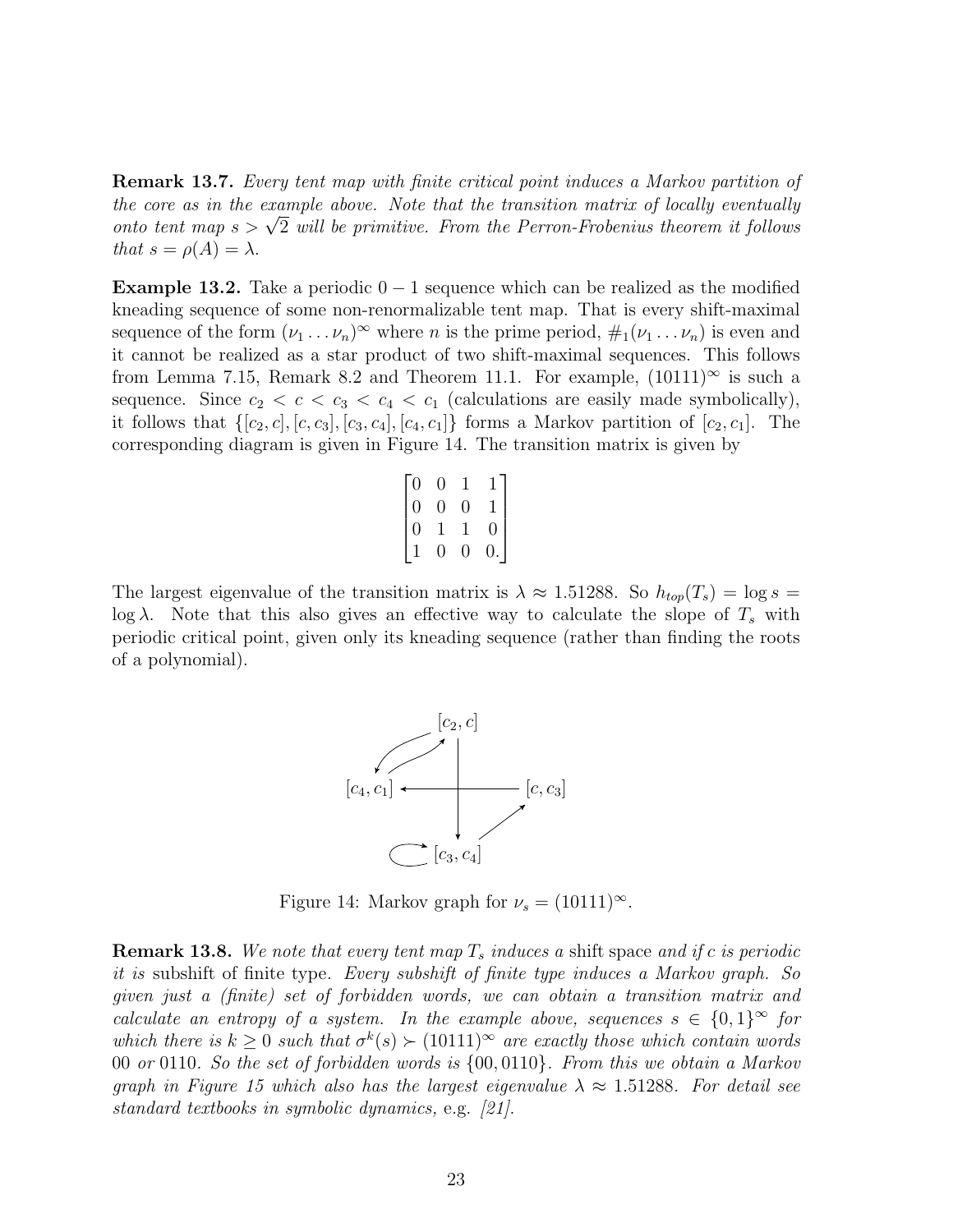**Remark 13.7.** *Every tent map with finite critical point induces a Markov partition of the core as in the example above. Note that the transition matrix of locally eventually onto tent map $s > \sqrt{2}$ will be primitive. From the Perron-Frobenius theorem it follows that $s = \rho(A) = \lambda$.*

**Example 13.2.** Take a periodic $0-1$ sequence which can be realized as the modified kneading sequence of some non-renormalizable tent map. That is every shift-maximal sequence of the form $(\nu_1 \dots \nu_n)^\infty$ where $n$ is the prime period, $\#_1(\nu_1 \dots \nu_n)$ is even and it cannot be realized as a star product of two shift-maximal sequences. This follows from Lemma 7.15, Remark 8.2 and Theorem 11.1. For example, $(10111)^\infty$ is such a sequence. Since $c_2 < c < c_3 < c_4 < c_1$ (calculations are easily made symbolically), it follows that $\{[c_2, c], [c, c_3], [c_3, c_4], [c_4, c_1]\}$ forms a Markov partition of $[c_2, c_1]$. The corresponding diagram is given in Figure 14. The transition matrix is given by

$$\begin{bmatrix} 0 & 0 & 1 & 1 \\ 0 & 0 & 0 & 1 \\ 0 & 1 & 1 & 0 \\ 1 & 0 & 0 & 0. \end{bmatrix}$$

The largest eigenvalue of the transition matrix is $\lambda \approx 1.51288$. So $h_{top}(T_s) = \log s = \log \lambda$. Note that this also gives an effective way to calculate the slope of $T_s$ with periodic critical point, given only its kneading sequence (rather than finding the roots of a polynomial).

Figure 14: Markov graph for $\nu_s = (10111)^\infty$.

**Remark 13.8.** *We note that every tent map $T_s$ induces a* shift space *and if $c$ is periodic it is* subshift of finite type. *Every subshift of finite type induces a Markov graph. So given just a (finite) set of forbidden words, we can obtain a transition matrix and calculate an entropy of a system. In the example above, sequences $s \in \{0,1\}^\infty$ for which there is $k \geq 0$ such that $\sigma^k(s) \succ (10111)^\infty$ are exactly those which contain words* 00 *or* 0110*. So the set of forbidden words is $\{00, 0110\}$. From this we obtain a Markov graph in Figure 15 which also has the largest eigenvalue $\lambda \approx 1.51288$. For detail see standard textbooks in symbolic dynamics,* e.g. *[21].*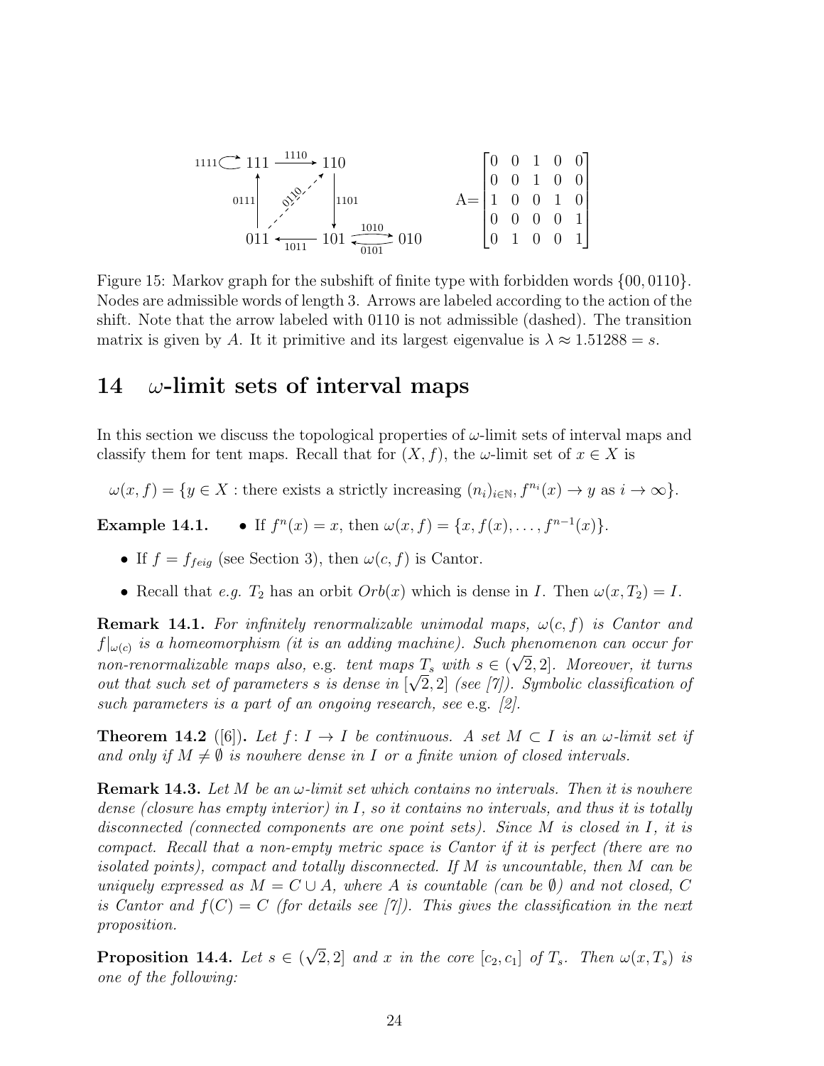$$A = \begin{bmatrix} 0 & 0 & 1 & 0 & 0 \\ 0 & 0 & 1 & 0 & 0 \\ 1 & 0 & 0 & 1 & 0 \\ 0 & 0 & 0 & 0 & 1 \\ 0 & 1 & 0 & 0 & 1 \end{bmatrix}$$

Figure 15: Markov graph for the subshift of finite type with forbidden words $\{00, 0110\}$. Nodes are admissible words of length 3. Arrows are labeled according to the action of the shift. Note that the arrow labeled with 0110 is not admissible (dashed). The transition matrix is given by $A$. It it primitive and its largest eigenvalue is $\lambda \approx 1.51288 = s$.

## 14 $\omega$-limit sets of interval maps

In this section we discuss the topological properties of $\omega$-limit sets of interval maps and classify them for tent maps. Recall that for $(X, f)$, the $\omega$-limit set of $x \in X$ is

$$\omega(x, f) = \{y \in X : \text{there exists a strictly increasing } (n_i)_{i \in \mathbb{N}}, f^{n_i}(x) \to y \text{ as } i \to \infty\}.$$

**Example 14.1.**

- If $f^n(x) = x$, then $\omega(x, f) = \{x, f(x), \dots, f^{n-1}(x)\}$.
- If $f = f_{feig}$ (see Section 3), then $\omega(c, f)$ is Cantor.
- Recall that *e.g.* $T_2$ has an orbit $Orb(x)$ which is dense in $I$. Then $\omega(x, T_2) = I$.

**Remark 14.1.** *For infinitely renormalizable unimodal maps, $\omega(c, f)$ is Cantor and $f|_{\omega(c)}$ is a homeomorphism (it is an adding machine). Such phenomenon can occur for non-renormalizable maps also,* e.g. *tent maps $T_s$ with $s \in (\sqrt{2}, 2]$. Moreover, it turns out that such set of parameters $s$ is dense in $[\sqrt{2}, 2]$ (see [7]). Symbolic classification of such parameters is a part of an ongoing research, see* e.g. *[2].*

**Theorem 14.2** ([6])**.** *Let $f : I \to I$ be continuous. A set $M \subset I$ is an $\omega$-limit set if and only if $M \neq \emptyset$ is nowhere dense in $I$ or a finite union of closed intervals.*

**Remark 14.3.** *Let $M$ be an $\omega$-limit set which contains no intervals. Then it is nowhere dense (closure has empty interior) in $I$, so it contains no intervals, and thus it is totally disconnected (connected components are one point sets). Since $M$ is closed in $I$, it is compact. Recall that a non-empty metric space is Cantor if it is perfect (there are no isolated points), compact and totally disconnected. If $M$ is uncountable, then $M$ can be uniquely expressed as $M = C \cup A$, where $A$ is countable (can be $\emptyset$) and not closed, $C$ is Cantor and $f(C) = C$ (for details see [7]). This gives the classification in the next proposition.*

**Proposition 14.4.** *Let $s \in (\sqrt{2}, 2]$ and $x$ in the core $[c_2, c_1]$ of $T_s$. Then $\omega(x, T_s)$ is one of the following:*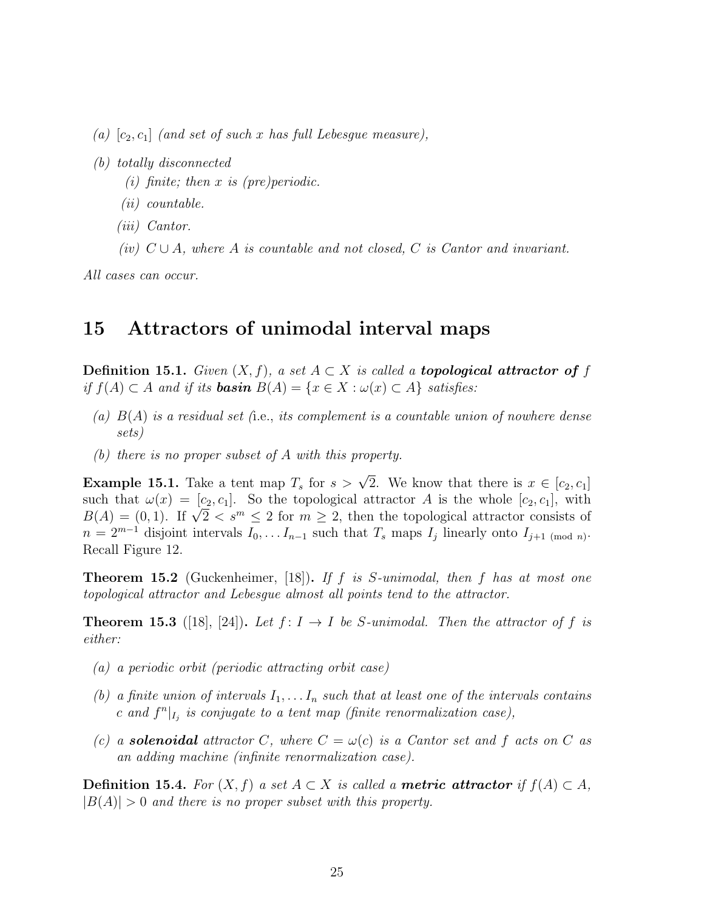*(a)* $[c_2, c_1]$ *(and set of such $x$ has full Lebesgue measure),*

*(b) totally disconnected*

   *(i) finite; then $x$ is (pre)periodic.*

   *(ii) countable.*

   *(iii) Cantor.*

   *(iv) $C \cup A$, where $A$ is countable and not closed, $C$ is Cantor and invariant.*

*All cases can occur.*

# 15 Attractors of unimodal interval maps

**Definition 15.1.** *Given $(X, f)$, a set $A \subset X$ is called a **topological attractor of** $f$ if $f(A) \subset A$ and if its **basin** $B(A) = \{x \in X : \omega(x) \subset A\}$ satisfies:*

*(a) $B(A)$ is a residual set (i.e., its complement is a countable union of nowhere dense sets)*

*(b) there is no proper subset of $A$ with this property.*

**Example 15.1.** Take a tent map $T_s$ for $s > \sqrt{2}$. We know that there is $x \in [c_2, c_1]$ such that $\omega(x) = [c_2, c_1]$. So the topological attractor $A$ is the whole $[c_2, c_1]$, with $B(A) = (0, 1)$. If $\sqrt{2} < s^m \leq 2$ for $m \geq 2$, then the topological attractor consists of $n = 2^{m-1}$ disjoint intervals $I_0, \dots I_{n-1}$ such that $T_s$ maps $I_j$ linearly onto $I_{j+1 \pmod n}$. Recall Figure 12.

**Theorem 15.2** (Guckenheimer, [18])**.** *If $f$ is $S$-unimodal, then $f$ has at most one topological attractor and Lebesgue almost all points tend to the attractor.*

**Theorem 15.3** ([18], [24])**.** *Let $f\colon I \to I$ be $S$-unimodal. Then the attractor of $f$ is either:*

*(a) a periodic orbit (periodic attracting orbit case)*

*(b) a finite union of intervals $I_1, \dots I_n$ such that at least one of the intervals contains $c$ and $f^n|_{I_j}$ is conjugate to a tent map (finite renormalization case),*

*(c) a **solenoidal** attractor $C$, where $C = \omega(c)$ is a Cantor set and $f$ acts on $C$ as an adding machine (infinite renormalization case).*

**Definition 15.4.** *For $(X, f)$ a set $A \subset X$ is called a **metric attractor** if $f(A) \subset A$, $|B(A)| > 0$ and there is no proper subset with this property.*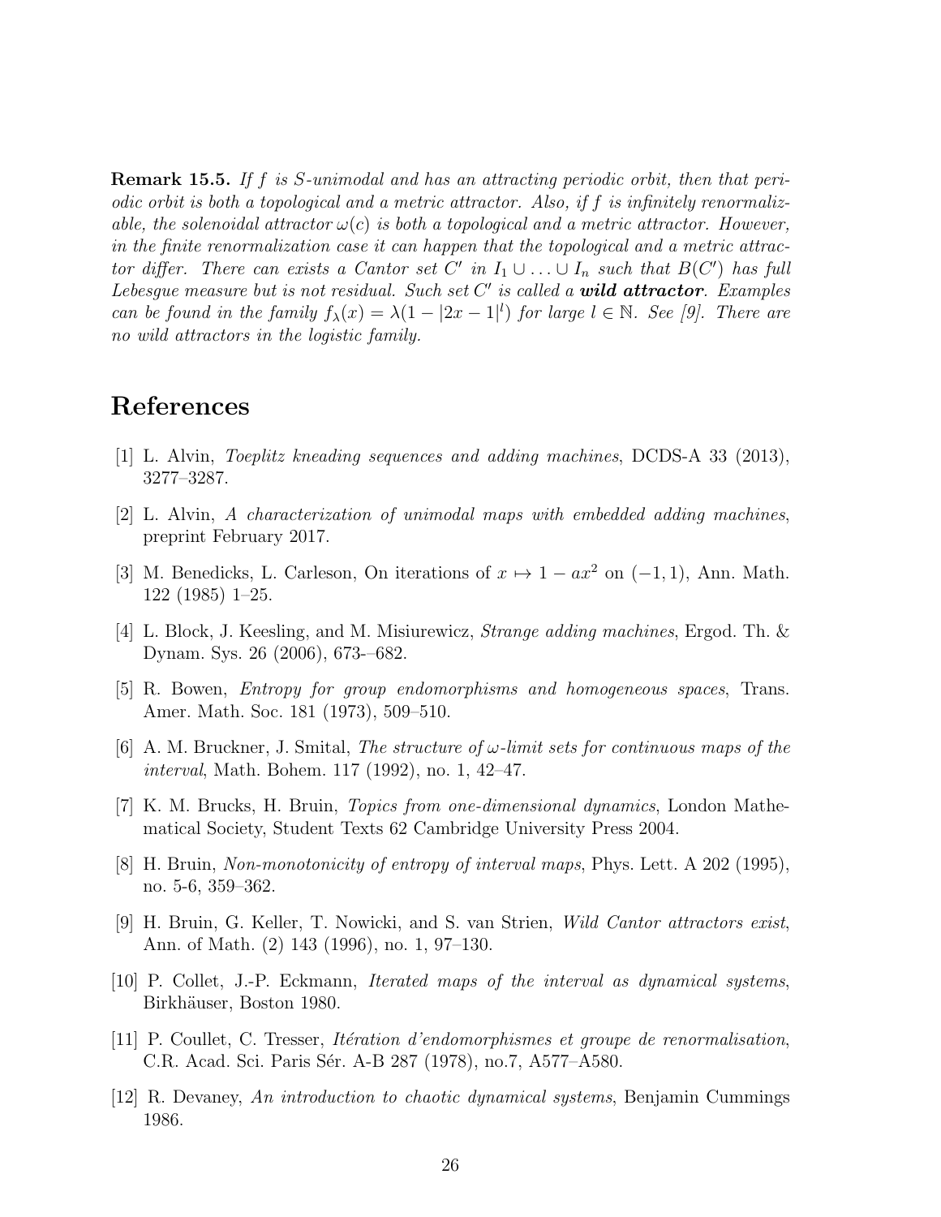**Remark 15.5.** *If $f$ is S-unimodal and has an attracting periodic orbit, then that periodic orbit is both a topological and a metric attractor. Also, if $f$ is infinitely renormalizable, the solenoidal attractor $\omega(c)$ is both a topological and a metric attractor. However, in the finite renormalization case it can happen that the topological and a metric attractor differ. There can exists a Cantor set $C'$ in $I_1 \cup \ldots \cup I_n$ such that $B(C')$ has full Lebesgue measure but is not residual. Such set $C'$ is called a* ***wild attractor****. Examples can be found in the family $f_\lambda(x) = \lambda(1 - |2x-1|^l)$ for large $l \in \mathbb{N}$. See [9]. There are no wild attractors in the logistic family.*

# References

[1] L. Alvin, *Toeplitz kneading sequences and adding machines*, DCDS-A 33 (2013), 3277–3287.

[2] L. Alvin, *A characterization of unimodal maps with embedded adding machines*, preprint February 2017.

[3] M. Benedicks, L. Carleson, On iterations of $x \mapsto 1 - ax^2$ on $(-1, 1)$, Ann. Math. 122 (1985) 1–25.

[4] L. Block, J. Keesling, and M. Misiurewicz, *Strange adding machines*, Ergod. Th. & Dynam. Sys. 26 (2006), 673-–682.

[5] R. Bowen, *Entropy for group endomorphisms and homogeneous spaces*, Trans. Amer. Math. Soc. 181 (1973), 509–510.

[6] A. M. Bruckner, J. Smital, *The structure of $\omega$-limit sets for continuous maps of the interval*, Math. Bohem. 117 (1992), no. 1, 42–47.

[7] K. M. Brucks, H. Bruin, *Topics from one-dimensional dynamics*, London Mathematical Society, Student Texts 62 Cambridge University Press 2004.

[8] H. Bruin, *Non-monotonicity of entropy of interval maps*, Phys. Lett. A 202 (1995), no. 5-6, 359–362.

[9] H. Bruin, G. Keller, T. Nowicki, and S. van Strien, *Wild Cantor attractors exist*, Ann. of Math. (2) 143 (1996), no. 1, 97–130.

[10] P. Collet, J.-P. Eckmann, *Iterated maps of the interval as dynamical systems*, Birkhäuser, Boston 1980.

[11] P. Coullet, C. Tresser, *Itération d'endomorphismes et groupe de renormalisation*, C.R. Acad. Sci. Paris Sér. A-B 287 (1978), no.7, A577–A580.

[12] R. Devaney, *An introduction to chaotic dynamical systems*, Benjamin Cummings 1986.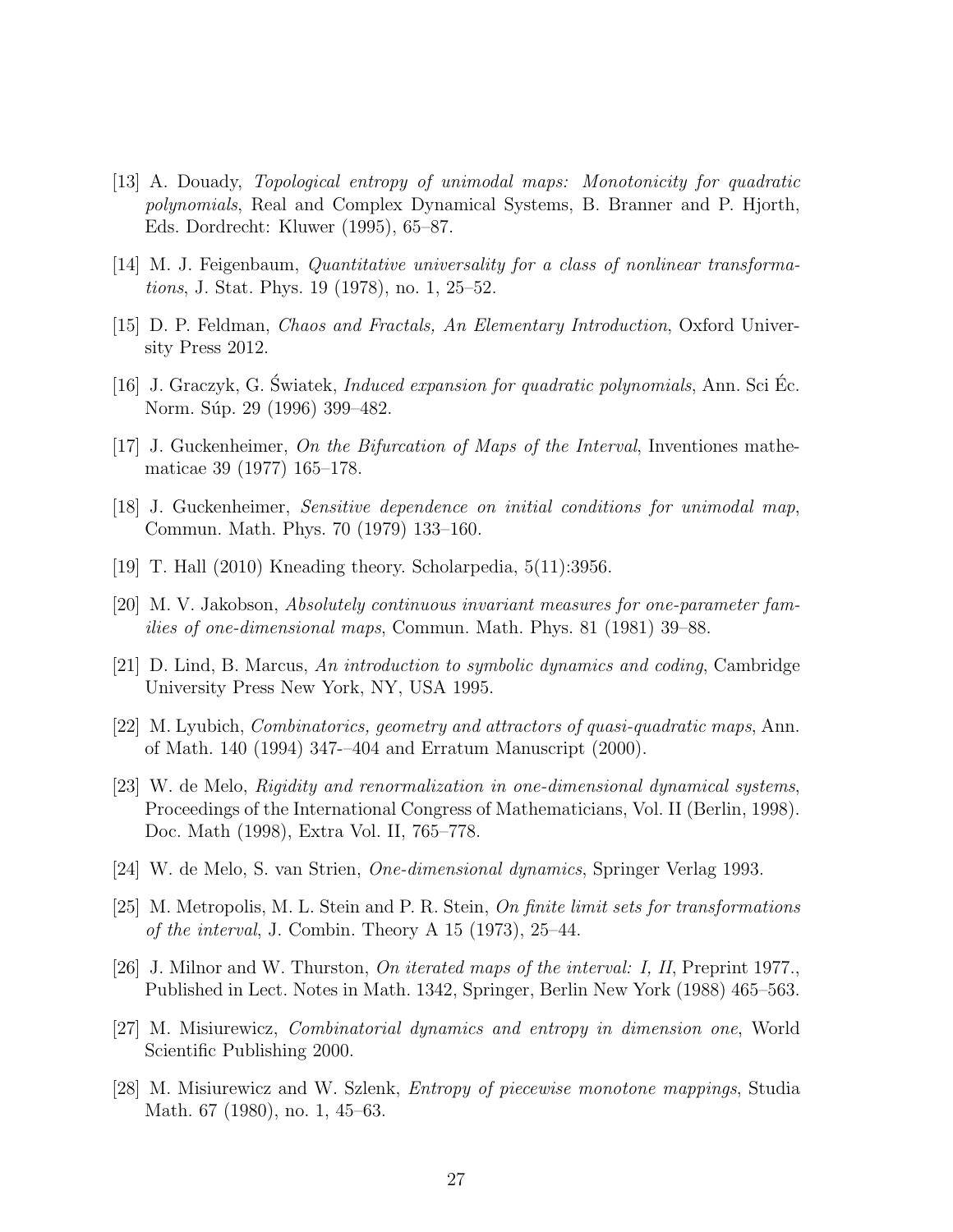[13] A. Douady, *Topological entropy of unimodal maps: Monotonicity for quadratic polynomials*, Real and Complex Dynamical Systems, B. Branner and P. Hjorth, Eds. Dordrecht: Kluwer (1995), 65–87.

[14] M. J. Feigenbaum, *Quantitative universality for a class of nonlinear transformations*, J. Stat. Phys. 19 (1978), no. 1, 25–52.

[15] D. P. Feldman, *Chaos and Fractals, An Elementary Introduction*, Oxford University Press 2012.

[16] J. Graczyk, G. Światek, *Induced expansion for quadratic polynomials*, Ann. Sci Éc. Norm. Súp. 29 (1996) 399–482.

[17] J. Guckenheimer, *On the Bifurcation of Maps of the Interval*, Inventiones mathematicae 39 (1977) 165–178.

[18] J. Guckenheimer, *Sensitive dependence on initial conditions for unimodal map*, Commun. Math. Phys. 70 (1979) 133–160.

[19] T. Hall (2010) Kneading theory. Scholarpedia, 5(11):3956.

[20] M. V. Jakobson, *Absolutely continuous invariant measures for one-parameter families of one-dimensional maps*, Commun. Math. Phys. 81 (1981) 39–88.

[21] D. Lind, B. Marcus, *An introduction to symbolic dynamics and coding*, Cambridge University Press New York, NY, USA 1995.

[22] M. Lyubich, *Combinatorics, geometry and attractors of quasi-quadratic maps*, Ann. of Math. 140 (1994) 347-–404 and Erratum Manuscript (2000).

[23] W. de Melo, *Rigidity and renormalization in one-dimensional dynamical systems*, Proceedings of the International Congress of Mathematicians, Vol. II (Berlin, 1998). Doc. Math (1998), Extra Vol. II, 765–778.

[24] W. de Melo, S. van Strien, *One-dimensional dynamics*, Springer Verlag 1993.

[25] M. Metropolis, M. L. Stein and P. R. Stein, *On finite limit sets for transformations of the interval*, J. Combin. Theory A 15 (1973), 25–44.

[26] J. Milnor and W. Thurston, *On iterated maps of the interval: I, II*, Preprint 1977., Published in Lect. Notes in Math. 1342, Springer, Berlin New York (1988) 465–563.

[27] M. Misiurewicz, *Combinatorial dynamics and entropy in dimension one*, World Scientific Publishing 2000.

[28] M. Misiurewicz and W. Szlenk, *Entropy of piecewise monotone mappings*, Studia Math. 67 (1980), no. 1, 45–63.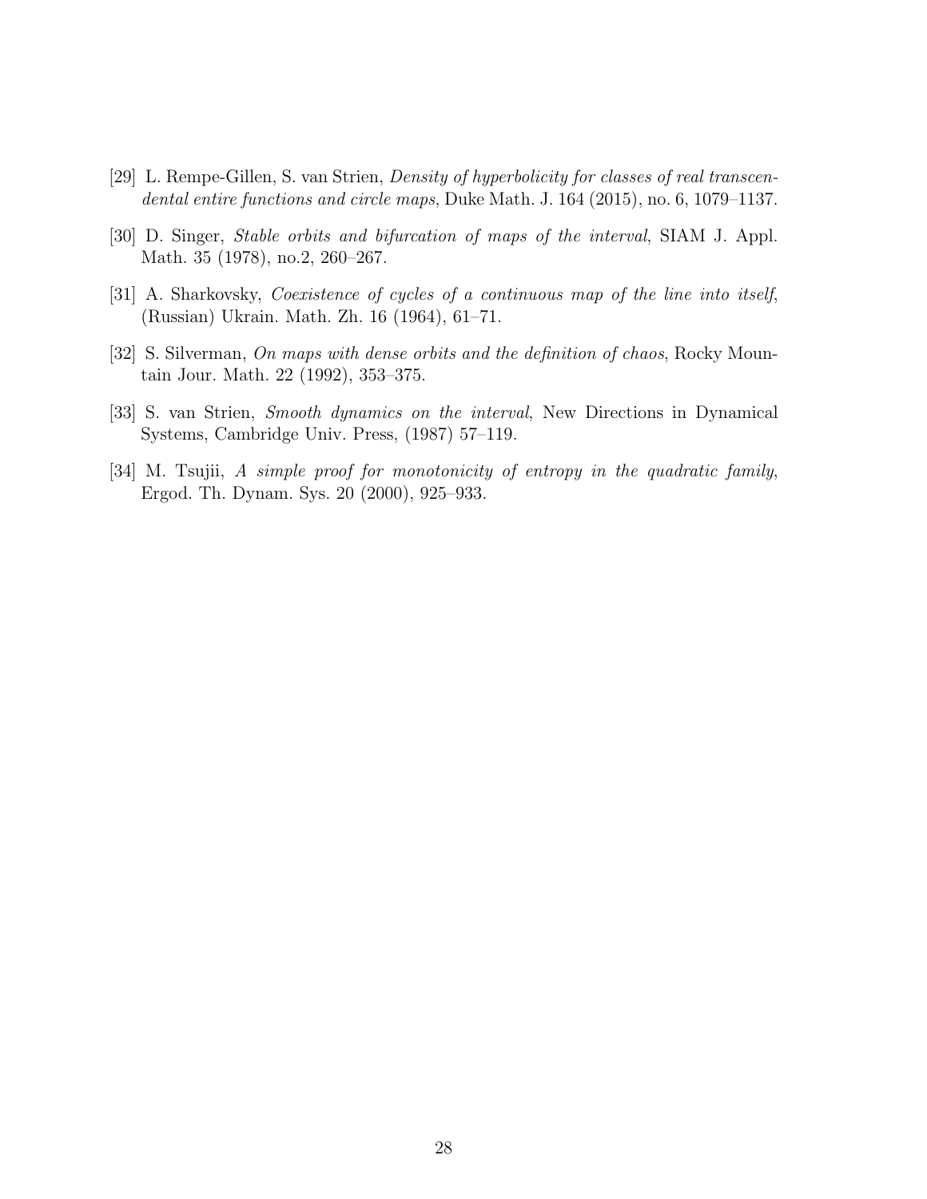[29] L. Rempe-Gillen, S. van Strien, *Density of hyperbolicity for classes of real transcendental entire functions and circle maps*, Duke Math. J. 164 (2015), no. 6, 1079–1137.

[30] D. Singer, *Stable orbits and bifurcation of maps of the interval*, SIAM J. Appl. Math. 35 (1978), no.2, 260–267.

[31] A. Sharkovsky, *Coexistence of cycles of a continuous map of the line into itself*, (Russian) Ukrain. Math. Zh. 16 (1964), 61–71.

[32] S. Silverman, *On maps with dense orbits and the definition of chaos*, Rocky Mountain Jour. Math. 22 (1992), 353–375.

[33] S. van Strien, *Smooth dynamics on the interval*, New Directions in Dynamical Systems, Cambridge Univ. Press, (1987) 57–119.

[34] M. Tsujii, *A simple proof for monotonicity of entropy in the quadratic family*, Ergod. Th. Dynam. Sys. 20 (2000), 925–933.